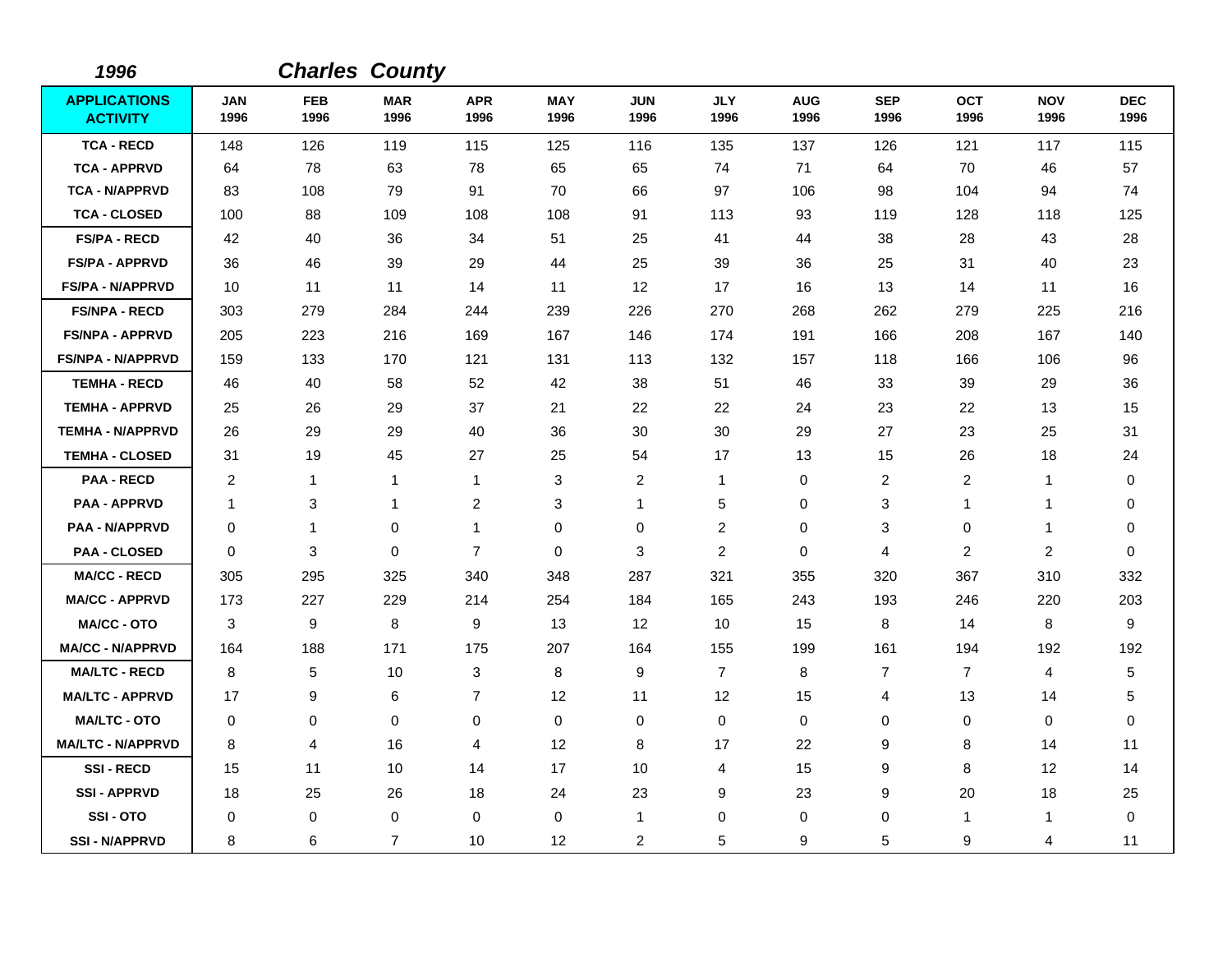*1996* ***Charles County***

| APPLICATIONS ACTIVITY | JAN 1996 | FEB 1996 | MAR 1996 | APR 1996 | MAY 1996 | JUN 1996 | JLY 1996 | AUG 1996 | SEP 1996 | OCT 1996 | NOV 1996 | DEC 1996 |
|---|---|---|---|---|---|---|---|---|---|---|---|---|
| TCA - RECD | 148 | 126 | 119 | 115 | 125 | 116 | 135 | 137 | 126 | 121 | 117 | 115 |
| TCA - APPRVD | 64 | 78 | 63 | 78 | 65 | 65 | 74 | 71 | 64 | 70 | 46 | 57 |
| TCA - N/APPRVD | 83 | 108 | 79 | 91 | 70 | 66 | 97 | 106 | 98 | 104 | 94 | 74 |
| TCA - CLOSED | 100 | 88 | 109 | 108 | 108 | 91 | 113 | 93 | 119 | 128 | 118 | 125 |
| FS/PA - RECD | 42 | 40 | 36 | 34 | 51 | 25 | 41 | 44 | 38 | 28 | 43 | 28 |
| FS/PA - APPRVD | 36 | 46 | 39 | 29 | 44 | 25 | 39 | 36 | 25 | 31 | 40 | 23 |
| FS/PA - N/APPRVD | 10 | 11 | 11 | 14 | 11 | 12 | 17 | 16 | 13 | 14 | 11 | 16 |
| FS/NPA - RECD | 303 | 279 | 284 | 244 | 239 | 226 | 270 | 268 | 262 | 279 | 225 | 216 |
| FS/NPA - APPRVD | 205 | 223 | 216 | 169 | 167 | 146 | 174 | 191 | 166 | 208 | 167 | 140 |
| FS/NPA - N/APPRVD | 159 | 133 | 170 | 121 | 131 | 113 | 132 | 157 | 118 | 166 | 106 | 96 |
| TEMHA - RECD | 46 | 40 | 58 | 52 | 42 | 38 | 51 | 46 | 33 | 39 | 29 | 36 |
| TEMHA - APPRVD | 25 | 26 | 29 | 37 | 21 | 22 | 22 | 24 | 23 | 22 | 13 | 15 |
| TEMHA - N/APPRVD | 26 | 29 | 29 | 40 | 36 | 30 | 30 | 29 | 27 | 23 | 25 | 31 |
| TEMHA - CLOSED | 31 | 19 | 45 | 27 | 25 | 54 | 17 | 13 | 15 | 26 | 18 | 24 |
| PAA - RECD | 2 | 1 | 1 | 1 | 3 | 2 | 1 | 0 | 2 | 2 | 1 | 0 |
| PAA - APPRVD | 1 | 3 | 1 | 2 | 3 | 1 | 5 | 0 | 3 | 1 | 1 | 0 |
| PAA - N/APPRVD | 0 | 1 | 0 | 1 | 0 | 0 | 2 | 0 | 3 | 0 | 1 | 0 |
| PAA - CLOSED | 0 | 3 | 0 | 7 | 0 | 3 | 2 | 0 | 4 | 2 | 2 | 0 |
| MA/CC - RECD | 305 | 295 | 325 | 340 | 348 | 287 | 321 | 355 | 320 | 367 | 310 | 332 |
| MA/CC - APPRVD | 173 | 227 | 229 | 214 | 254 | 184 | 165 | 243 | 193 | 246 | 220 | 203 |
| MA/CC - OTO | 3 | 9 | 8 | 9 | 13 | 12 | 10 | 15 | 8 | 14 | 8 | 9 |
| MA/CC - N/APPRVD | 164 | 188 | 171 | 175 | 207 | 164 | 155 | 199 | 161 | 194 | 192 | 192 |
| MA/LTC - RECD | 8 | 5 | 10 | 3 | 8 | 9 | 7 | 8 | 7 | 7 | 4 | 5 |
| MA/LTC - APPRVD | 17 | 9 | 6 | 7 | 12 | 11 | 12 | 15 | 4 | 13 | 14 | 5 |
| MA/LTC - OTO | 0 | 0 | 0 | 0 | 0 | 0 | 0 | 0 | 0 | 0 | 0 | 0 |
| MA/LTC - N/APPRVD | 8 | 4 | 16 | 4 | 12 | 8 | 17 | 22 | 9 | 8 | 14 | 11 |
| SSI - RECD | 15 | 11 | 10 | 14 | 17 | 10 | 4 | 15 | 9 | 8 | 12 | 14 |
| SSI - APPRVD | 18 | 25 | 26 | 18 | 24 | 23 | 9 | 23 | 9 | 20 | 18 | 25 |
| SSI - OTO | 0 | 0 | 0 | 0 | 0 | 1 | 0 | 0 | 0 | 1 | 1 | 0 |
| SSI - N/APPRVD | 8 | 6 | 7 | 10 | 12 | 2 | 5 | 9 | 5 | 9 | 4 | 11 |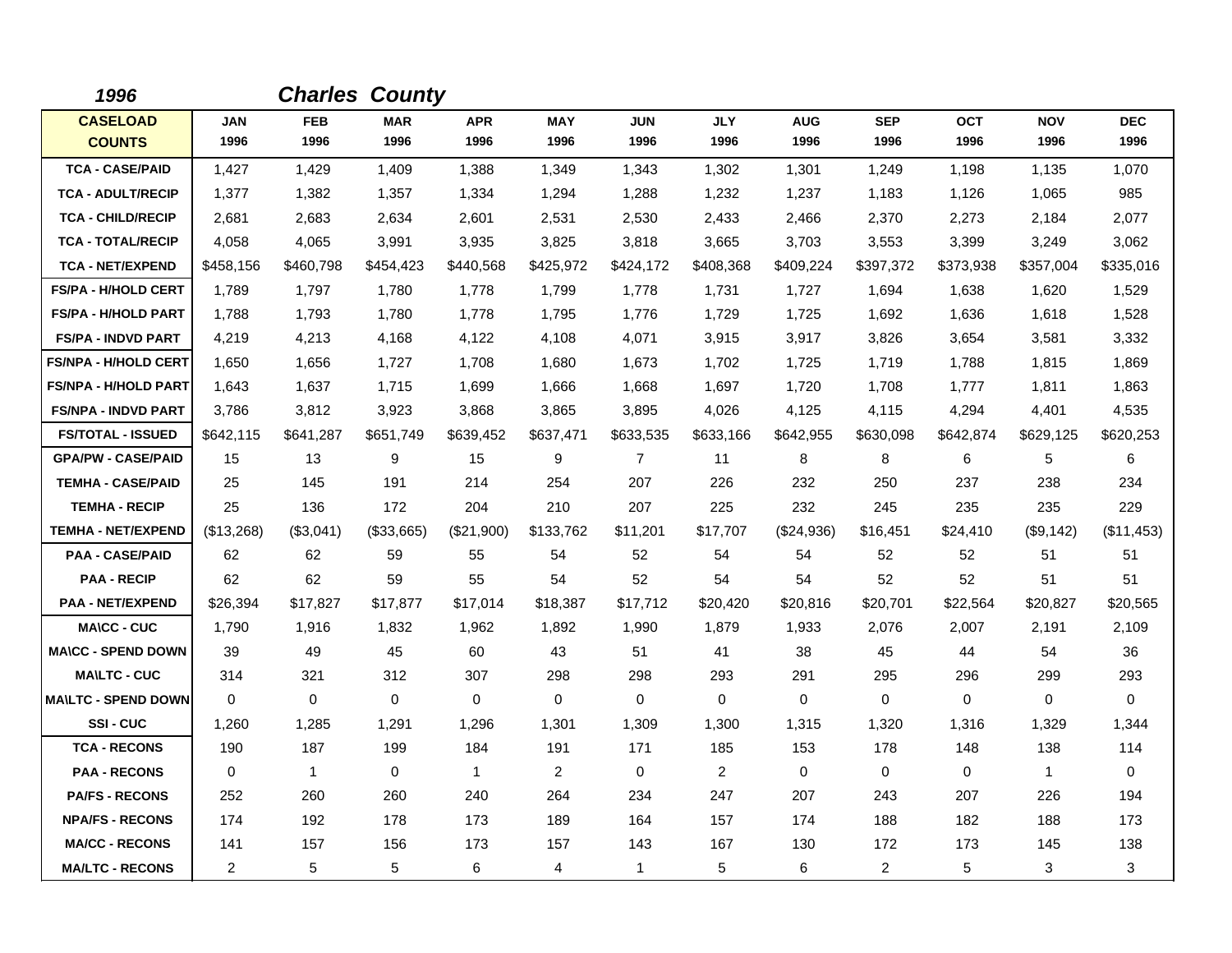***1996*** ***Charles County***

| CASELOAD COUNTS | JAN 1996 | FEB 1996 | MAR 1996 | APR 1996 | MAY 1996 | JUN 1996 | JLY 1996 | AUG 1996 | SEP 1996 | OCT 1996 | NOV 1996 | DEC 1996 |
|---|---|---|---|---|---|---|---|---|---|---|---|---|
| TCA - CASE/PAID | 1,427 | 1,429 | 1,409 | 1,388 | 1,349 | 1,343 | 1,302 | 1,301 | 1,249 | 1,198 | 1,135 | 1,070 |
| TCA - ADULT/RECIP | 1,377 | 1,382 | 1,357 | 1,334 | 1,294 | 1,288 | 1,232 | 1,237 | 1,183 | 1,126 | 1,065 | 985 |
| TCA - CHILD/RECIP | 2,681 | 2,683 | 2,634 | 2,601 | 2,531 | 2,530 | 2,433 | 2,466 | 2,370 | 2,273 | 2,184 | 2,077 |
| TCA - TOTAL/RECIP | 4,058 | 4,065 | 3,991 | 3,935 | 3,825 | 3,818 | 3,665 | 3,703 | 3,553 | 3,399 | 3,249 | 3,062 |
| TCA - NET/EXPEND | $458,156 | $460,798 | $454,423 | $440,568 | $425,972 | $424,172 | $408,368 | $409,224 | $397,372 | $373,938 | $357,004 | $335,016 |
| FS/PA - H/HOLD CERT | 1,789 | 1,797 | 1,780 | 1,778 | 1,799 | 1,778 | 1,731 | 1,727 | 1,694 | 1,638 | 1,620 | 1,529 |
| FS/PA - H/HOLD PART | 1,788 | 1,793 | 1,780 | 1,778 | 1,795 | 1,776 | 1,729 | 1,725 | 1,692 | 1,636 | 1,618 | 1,528 |
| FS/PA - INDVD PART | 4,219 | 4,213 | 4,168 | 4,122 | 4,108 | 4,071 | 3,915 | 3,917 | 3,826 | 3,654 | 3,581 | 3,332 |
| FS/NPA - H/HOLD CERT | 1,650 | 1,656 | 1,727 | 1,708 | 1,680 | 1,673 | 1,702 | 1,725 | 1,719 | 1,788 | 1,815 | 1,869 |
| FS/NPA - H/HOLD PART | 1,643 | 1,637 | 1,715 | 1,699 | 1,666 | 1,668 | 1,697 | 1,720 | 1,708 | 1,777 | 1,811 | 1,863 |
| FS/NPA - INDVD PART | 3,786 | 3,812 | 3,923 | 3,868 | 3,865 | 3,895 | 4,026 | 4,125 | 4,115 | 4,294 | 4,401 | 4,535 |
| FS/TOTAL - ISSUED | $642,115 | $641,287 | $651,749 | $639,452 | $637,471 | $633,535 | $633,166 | $642,955 | $630,098 | $642,874 | $629,125 | $620,253 |
| GPA/PW - CASE/PAID | 15 | 13 | 9 | 15 | 9 | 7 | 11 | 8 | 8 | 6 | 5 | 6 |
| TEMHA - CASE/PAID | 25 | 145 | 191 | 214 | 254 | 207 | 226 | 232 | 250 | 237 | 238 | 234 |
| TEMHA - RECIP | 25 | 136 | 172 | 204 | 210 | 207 | 225 | 232 | 245 | 235 | 235 | 229 |
| TEMHA - NET/EXPEND | ($13,268) | ($3,041) | ($33,665) | ($21,900) | $133,762 | $11,201 | $17,707 | ($24,936) | $16,451 | $24,410 | ($9,142) | ($11,453) |
| PAA - CASE/PAID | 62 | 62 | 59 | 55 | 54 | 52 | 54 | 54 | 52 | 52 | 51 | 51 |
| PAA - RECIP | 62 | 62 | 59 | 55 | 54 | 52 | 54 | 54 | 52 | 52 | 51 | 51 |
| PAA - NET/EXPEND | $26,394 | $17,827 | $17,877 | $17,014 | $18,387 | $17,712 | $20,420 | $20,816 | $20,701 | $22,564 | $20,827 | $20,565 |
| MA\CC - CUC | 1,790 | 1,916 | 1,832 | 1,962 | 1,892 | 1,990 | 1,879 | 1,933 | 2,076 | 2,007 | 2,191 | 2,109 |
| MA\CC - SPEND DOWN | 39 | 49 | 45 | 60 | 43 | 51 | 41 | 38 | 45 | 44 | 54 | 36 |
| MA\LTC - CUC | 314 | 321 | 312 | 307 | 298 | 298 | 293 | 291 | 295 | 296 | 299 | 293 |
| MA\LTC - SPEND DOWN | 0 | 0 | 0 | 0 | 0 | 0 | 0 | 0 | 0 | 0 | 0 | 0 |
| SSI - CUC | 1,260 | 1,285 | 1,291 | 1,296 | 1,301 | 1,309 | 1,300 | 1,315 | 1,320 | 1,316 | 1,329 | 1,344 |
| TCA - RECONS | 190 | 187 | 199 | 184 | 191 | 171 | 185 | 153 | 178 | 148 | 138 | 114 |
| PAA - RECONS | 0 | 1 | 0 | 1 | 2 | 0 | 2 | 0 | 0 | 0 | 1 | 0 |
| PA/FS - RECONS | 252 | 260 | 260 | 240 | 264 | 234 | 247 | 207 | 243 | 207 | 226 | 194 |
| NPA/FS - RECONS | 174 | 192 | 178 | 173 | 189 | 164 | 157 | 174 | 188 | 182 | 188 | 173 |
| MA/CC - RECONS | 141 | 157 | 156 | 173 | 157 | 143 | 167 | 130 | 172 | 173 | 145 | 138 |
| MA/LTC - RECONS | 2 | 5 | 5 | 6 | 4 | 1 | 5 | 6 | 2 | 5 | 3 | 3 |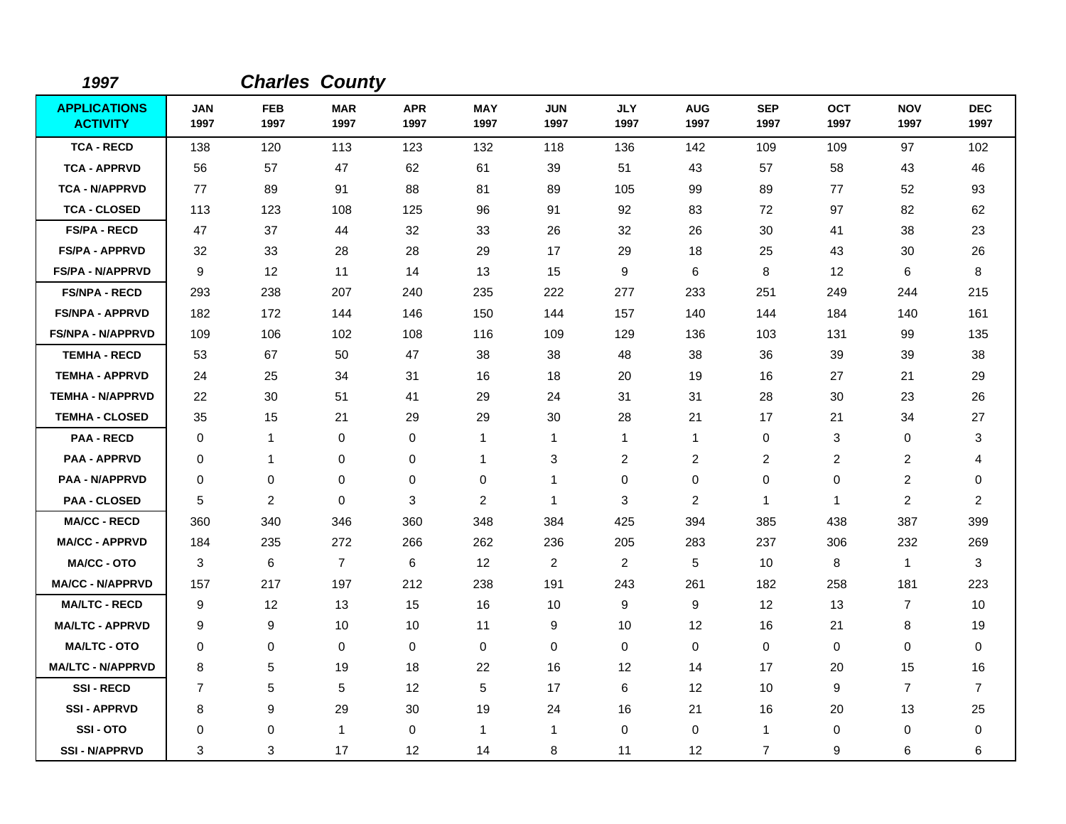*1997* *Charles County*

| APPLICATIONS ACTIVITY | JAN 1997 | FEB 1997 | MAR 1997 | APR 1997 | MAY 1997 | JUN 1997 | JLY 1997 | AUG 1997 | SEP 1997 | OCT 1997 | NOV 1997 | DEC 1997 |
|---|---|---|---|---|---|---|---|---|---|---|---|---|
| TCA - RECD | 138 | 120 | 113 | 123 | 132 | 118 | 136 | 142 | 109 | 109 | 97 | 102 |
| TCA - APPRVD | 56 | 57 | 47 | 62 | 61 | 39 | 51 | 43 | 57 | 58 | 43 | 46 |
| TCA - N/APPRVD | 77 | 89 | 91 | 88 | 81 | 89 | 105 | 99 | 89 | 77 | 52 | 93 |
| TCA - CLOSED | 113 | 123 | 108 | 125 | 96 | 91 | 92 | 83 | 72 | 97 | 82 | 62 |
| FS/PA - RECD | 47 | 37 | 44 | 32 | 33 | 26 | 32 | 26 | 30 | 41 | 38 | 23 |
| FS/PA - APPRVD | 32 | 33 | 28 | 28 | 29 | 17 | 29 | 18 | 25 | 43 | 30 | 26 |
| FS/PA - N/APPRVD | 9 | 12 | 11 | 14 | 13 | 15 | 9 | 6 | 8 | 12 | 6 | 8 |
| FS/NPA - RECD | 293 | 238 | 207 | 240 | 235 | 222 | 277 | 233 | 251 | 249 | 244 | 215 |
| FS/NPA - APPRVD | 182 | 172 | 144 | 146 | 150 | 144 | 157 | 140 | 144 | 184 | 140 | 161 |
| FS/NPA - N/APPRVD | 109 | 106 | 102 | 108 | 116 | 109 | 129 | 136 | 103 | 131 | 99 | 135 |
| TEMHA - RECD | 53 | 67 | 50 | 47 | 38 | 38 | 48 | 38 | 36 | 39 | 39 | 38 |
| TEMHA - APPRVD | 24 | 25 | 34 | 31 | 16 | 18 | 20 | 19 | 16 | 27 | 21 | 29 |
| TEMHA - N/APPRVD | 22 | 30 | 51 | 41 | 29 | 24 | 31 | 31 | 28 | 30 | 23 | 26 |
| TEMHA - CLOSED | 35 | 15 | 21 | 29 | 29 | 30 | 28 | 21 | 17 | 21 | 34 | 27 |
| PAA - RECD | 0 | 1 | 0 | 0 | 1 | 1 | 1 | 1 | 0 | 3 | 0 | 3 |
| PAA - APPRVD | 0 | 1 | 0 | 0 | 1 | 3 | 2 | 2 | 2 | 2 | 2 | 4 |
| PAA - N/APPRVD | 0 | 0 | 0 | 0 | 0 | 1 | 0 | 0 | 0 | 0 | 2 | 0 |
| PAA - CLOSED | 5 | 2 | 0 | 3 | 2 | 1 | 3 | 2 | 1 | 1 | 2 | 2 |
| MA/CC - RECD | 360 | 340 | 346 | 360 | 348 | 384 | 425 | 394 | 385 | 438 | 387 | 399 |
| MA/CC - APPRVD | 184 | 235 | 272 | 266 | 262 | 236 | 205 | 283 | 237 | 306 | 232 | 269 |
| MA/CC - OTO | 3 | 6 | 7 | 6 | 12 | 2 | 2 | 5 | 10 | 8 | 1 | 3 |
| MA/CC - N/APPRVD | 157 | 217 | 197 | 212 | 238 | 191 | 243 | 261 | 182 | 258 | 181 | 223 |
| MA/LTC - RECD | 9 | 12 | 13 | 15 | 16 | 10 | 9 | 9 | 12 | 13 | 7 | 10 |
| MA/LTC - APPRVD | 9 | 9 | 10 | 10 | 11 | 9 | 10 | 12 | 16 | 21 | 8 | 19 |
| MA/LTC - OTO | 0 | 0 | 0 | 0 | 0 | 0 | 0 | 0 | 0 | 0 | 0 | 0 |
| MA/LTC - N/APPRVD | 8 | 5 | 19 | 18 | 22 | 16 | 12 | 14 | 17 | 20 | 15 | 16 |
| SSI - RECD | 7 | 5 | 5 | 12 | 5 | 17 | 6 | 12 | 10 | 9 | 7 | 7 |
| SSI - APPRVD | 8 | 9 | 29 | 30 | 19 | 24 | 16 | 21 | 16 | 20 | 13 | 25 |
| SSI - OTO | 0 | 0 | 1 | 0 | 1 | 1 | 0 | 0 | 1 | 0 | 0 | 0 |
| SSI - N/APPRVD | 3 | 3 | 17 | 12 | 14 | 8 | 11 | 12 | 7 | 9 | 6 | 6 |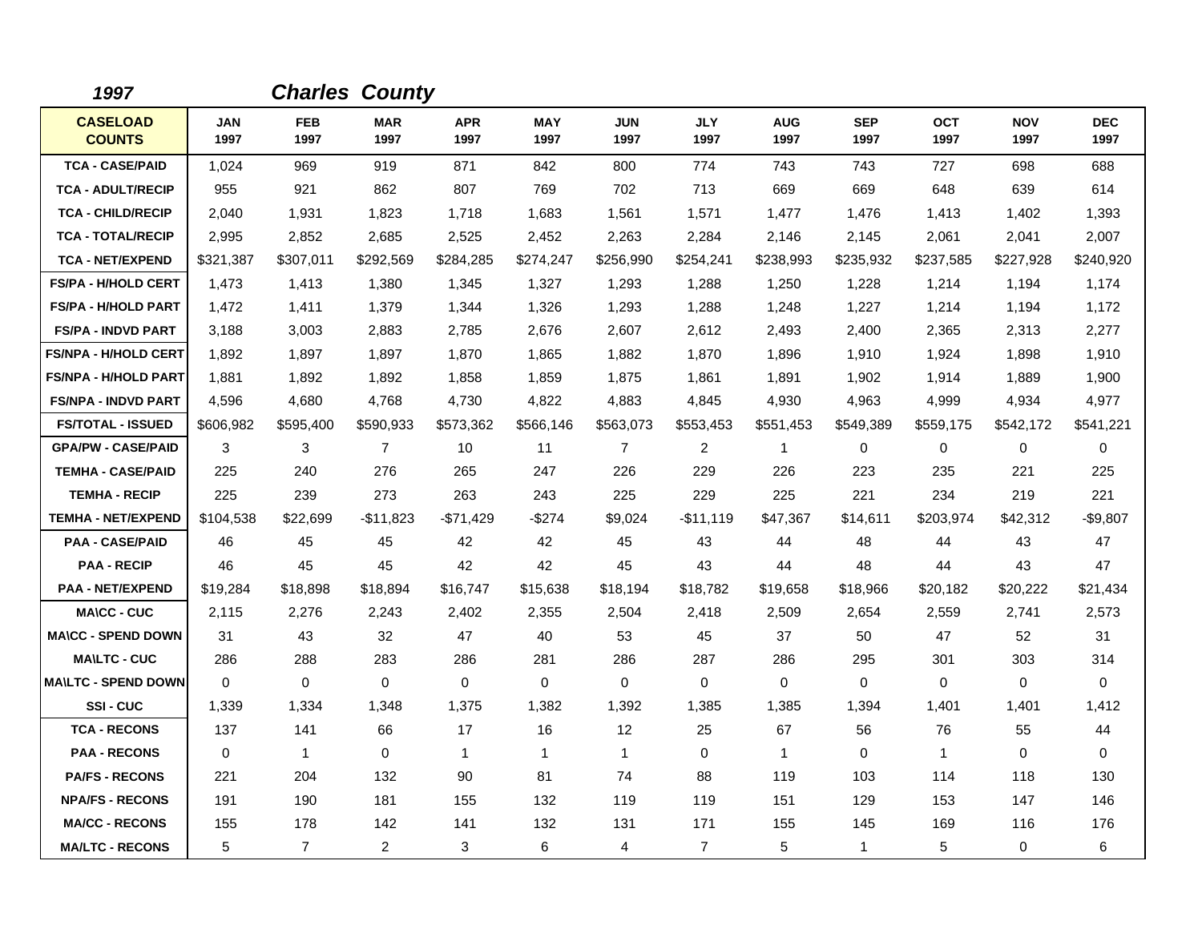## 1997 Charles County

| CASELOAD COUNTS | JAN 1997 | FEB 1997 | MAR 1997 | APR 1997 | MAY 1997 | JUN 1997 | JLY 1997 | AUG 1997 | SEP 1997 | OCT 1997 | NOV 1997 | DEC 1997 |
|---|---|---|---|---|---|---|---|---|---|---|---|---|
| TCA - CASE/PAID | 1,024 | 969 | 919 | 871 | 842 | 800 | 774 | 743 | 743 | 727 | 698 | 688 |
| TCA - ADULT/RECIP | 955 | 921 | 862 | 807 | 769 | 702 | 713 | 669 | 669 | 648 | 639 | 614 |
| TCA - CHILD/RECIP | 2,040 | 1,931 | 1,823 | 1,718 | 1,683 | 1,561 | 1,571 | 1,477 | 1,476 | 1,413 | 1,402 | 1,393 |
| TCA - TOTAL/RECIP | 2,995 | 2,852 | 2,685 | 2,525 | 2,452 | 2,263 | 2,284 | 2,146 | 2,145 | 2,061 | 2,041 | 2,007 |
| TCA - NET/EXPEND | $321,387 | $307,011 | $292,569 | $284,285 | $274,247 | $256,990 | $254,241 | $238,993 | $235,932 | $237,585 | $227,928 | $240,920 |
| FS/PA - H/HOLD CERT | 1,473 | 1,413 | 1,380 | 1,345 | 1,327 | 1,293 | 1,288 | 1,250 | 1,228 | 1,214 | 1,194 | 1,174 |
| FS/PA - H/HOLD PART | 1,472 | 1,411 | 1,379 | 1,344 | 1,326 | 1,293 | 1,288 | 1,248 | 1,227 | 1,214 | 1,194 | 1,172 |
| FS/PA - INDVD PART | 3,188 | 3,003 | 2,883 | 2,785 | 2,676 | 2,607 | 2,612 | 2,493 | 2,400 | 2,365 | 2,313 | 2,277 |
| FS/NPA - H/HOLD CERT | 1,892 | 1,897 | 1,897 | 1,870 | 1,865 | 1,882 | 1,870 | 1,896 | 1,910 | 1,924 | 1,898 | 1,910 |
| FS/NPA - H/HOLD PART | 1,881 | 1,892 | 1,892 | 1,858 | 1,859 | 1,875 | 1,861 | 1,891 | 1,902 | 1,914 | 1,889 | 1,900 |
| FS/NPA - INDVD PART | 4,596 | 4,680 | 4,768 | 4,730 | 4,822 | 4,883 | 4,845 | 4,930 | 4,963 | 4,999 | 4,934 | 4,977 |
| FS/TOTAL - ISSUED | $606,982 | $595,400 | $590,933 | $573,362 | $566,146 | $563,073 | $553,453 | $551,453 | $549,389 | $559,175 | $542,172 | $541,221 |
| GPA/PW - CASE/PAID | 3 | 3 | 7 | 10 | 11 | 7 | 2 | 1 | 0 | 0 | 0 | 0 |
| TEMHA - CASE/PAID | 225 | 240 | 276 | 265 | 247 | 226 | 229 | 226 | 223 | 235 | 221 | 225 |
| TEMHA - RECIP | 225 | 239 | 273 | 263 | 243 | 225 | 229 | 225 | 221 | 234 | 219 | 221 |
| TEMHA - NET/EXPEND | $104,538 | $22,699 | -$11,823 | -$71,429 | -$274 | $9,024 | -$11,119 | $47,367 | $14,611 | $203,974 | $42,312 | -$9,807 |
| PAA - CASE/PAID | 46 | 45 | 45 | 42 | 42 | 45 | 43 | 44 | 48 | 44 | 43 | 47 |
| PAA - RECIP | 46 | 45 | 45 | 42 | 42 | 45 | 43 | 44 | 48 | 44 | 43 | 47 |
| PAA - NET/EXPEND | $19,284 | $18,898 | $18,894 | $16,747 | $15,638 | $18,194 | $18,782 | $19,658 | $18,966 | $20,182 | $20,222 | $21,434 |
| MA\CC - CUC | 2,115 | 2,276 | 2,243 | 2,402 | 2,355 | 2,504 | 2,418 | 2,509 | 2,654 | 2,559 | 2,741 | 2,573 |
| MA\CC - SPEND DOWN | 31 | 43 | 32 | 47 | 40 | 53 | 45 | 37 | 50 | 47 | 52 | 31 |
| MA\LTC - CUC | 286 | 288 | 283 | 286 | 281 | 286 | 287 | 286 | 295 | 301 | 303 | 314 |
| MA\LTC - SPEND DOWN | 0 | 0 | 0 | 0 | 0 | 0 | 0 | 0 | 0 | 0 | 0 | 0 |
| SSI - CUC | 1,339 | 1,334 | 1,348 | 1,375 | 1,382 | 1,392 | 1,385 | 1,385 | 1,394 | 1,401 | 1,401 | 1,412 |
| TCA - RECONS | 137 | 141 | 66 | 17 | 16 | 12 | 25 | 67 | 56 | 76 | 55 | 44 |
| PAA - RECONS | 0 | 1 | 0 | 1 | 1 | 1 | 0 | 1 | 0 | 1 | 0 | 0 |
| PA/FS - RECONS | 221 | 204 | 132 | 90 | 81 | 74 | 88 | 119 | 103 | 114 | 118 | 130 |
| NPA/FS - RECONS | 191 | 190 | 181 | 155 | 132 | 119 | 119 | 151 | 129 | 153 | 147 | 146 |
| MA/CC - RECONS | 155 | 178 | 142 | 141 | 132 | 131 | 171 | 155 | 145 | 169 | 116 | 176 |
| MA/LTC - RECONS | 5 | 7 | 2 | 3 | 6 | 4 | 7 | 5 | 1 | 5 | 0 | 6 |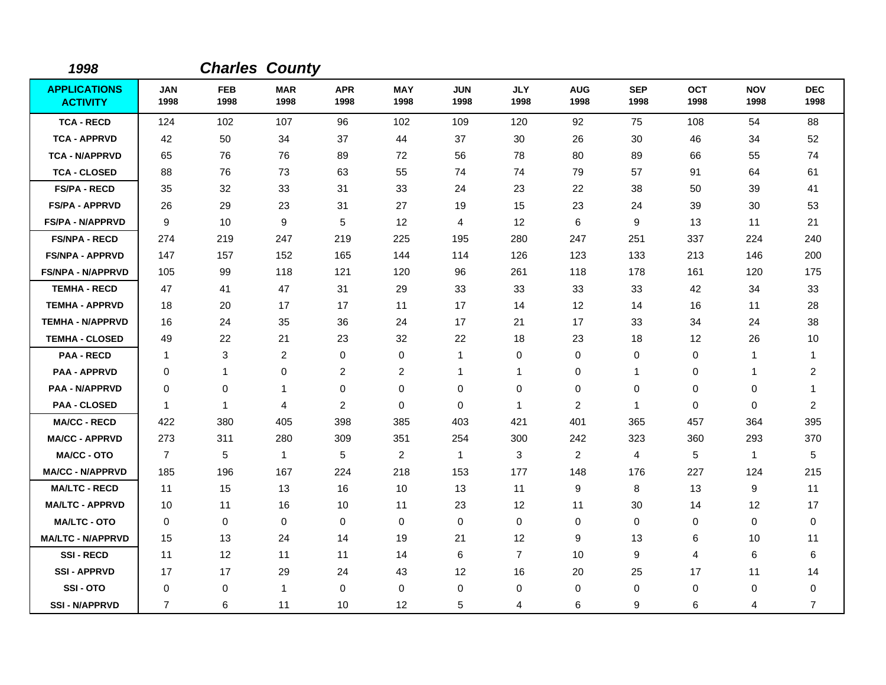**1998** **Charles County**

| APPLICATIONS ACTIVITY | JAN 1998 | FEB 1998 | MAR 1998 | APR 1998 | MAY 1998 | JUN 1998 | JLY 1998 | AUG 1998 | SEP 1998 | OCT 1998 | NOV 1998 | DEC 1998 |
|---|---|---|---|---|---|---|---|---|---|---|---|---|
| TCA - RECD | 124 | 102 | 107 | 96 | 102 | 109 | 120 | 92 | 75 | 108 | 54 | 88 |
| TCA - APPRVD | 42 | 50 | 34 | 37 | 44 | 37 | 30 | 26 | 30 | 46 | 34 | 52 |
| TCA - N/APPRVD | 65 | 76 | 76 | 89 | 72 | 56 | 78 | 80 | 89 | 66 | 55 | 74 |
| TCA - CLOSED | 88 | 76 | 73 | 63 | 55 | 74 | 74 | 79 | 57 | 91 | 64 | 61 |
| FS/PA - RECD | 35 | 32 | 33 | 31 | 33 | 24 | 23 | 22 | 38 | 50 | 39 | 41 |
| FS/PA - APPRVD | 26 | 29 | 23 | 31 | 27 | 19 | 15 | 23 | 24 | 39 | 30 | 53 |
| FS/PA - N/APPRVD | 9 | 10 | 9 | 5 | 12 | 4 | 12 | 6 | 9 | 13 | 11 | 21 |
| FS/NPA - RECD | 274 | 219 | 247 | 219 | 225 | 195 | 280 | 247 | 251 | 337 | 224 | 240 |
| FS/NPA - APPRVD | 147 | 157 | 152 | 165 | 144 | 114 | 126 | 123 | 133 | 213 | 146 | 200 |
| FS/NPA - N/APPRVD | 105 | 99 | 118 | 121 | 120 | 96 | 261 | 118 | 178 | 161 | 120 | 175 |
| TEMHA - RECD | 47 | 41 | 47 | 31 | 29 | 33 | 33 | 33 | 33 | 42 | 34 | 33 |
| TEMHA - APPRVD | 18 | 20 | 17 | 17 | 11 | 17 | 14 | 12 | 14 | 16 | 11 | 28 |
| TEMHA - N/APPRVD | 16 | 24 | 35 | 36 | 24 | 17 | 21 | 17 | 33 | 34 | 24 | 38 |
| TEMHA - CLOSED | 49 | 22 | 21 | 23 | 32 | 22 | 18 | 23 | 18 | 12 | 26 | 10 |
| PAA - RECD | 1 | 3 | 2 | 0 | 0 | 1 | 0 | 0 | 0 | 0 | 1 | 1 |
| PAA - APPRVD | 0 | 1 | 0 | 2 | 2 | 1 | 1 | 0 | 1 | 0 | 1 | 2 |
| PAA - N/APPRVD | 0 | 0 | 1 | 0 | 0 | 0 | 0 | 0 | 0 | 0 | 0 | 1 |
| PAA - CLOSED | 1 | 1 | 4 | 2 | 0 | 0 | 1 | 2 | 1 | 0 | 0 | 2 |
| MA/CC - RECD | 422 | 380 | 405 | 398 | 385 | 403 | 421 | 401 | 365 | 457 | 364 | 395 |
| MA/CC - APPRVD | 273 | 311 | 280 | 309 | 351 | 254 | 300 | 242 | 323 | 360 | 293 | 370 |
| MA/CC - OTO | 7 | 5 | 1 | 5 | 2 | 1 | 3 | 2 | 4 | 5 | 1 | 5 |
| MA/CC - N/APPRVD | 185 | 196 | 167 | 224 | 218 | 153 | 177 | 148 | 176 | 227 | 124 | 215 |
| MA/LTC - RECD | 11 | 15 | 13 | 16 | 10 | 13 | 11 | 9 | 8 | 13 | 9 | 11 |
| MA/LTC - APPRVD | 10 | 11 | 16 | 10 | 11 | 23 | 12 | 11 | 30 | 14 | 12 | 17 |
| MA/LTC - OTO | 0 | 0 | 0 | 0 | 0 | 0 | 0 | 0 | 0 | 0 | 0 | 0 |
| MA/LTC - N/APPRVD | 15 | 13 | 24 | 14 | 19 | 21 | 12 | 9 | 13 | 6 | 10 | 11 |
| SSI - RECD | 11 | 12 | 11 | 11 | 14 | 6 | 7 | 10 | 9 | 4 | 6 | 6 |
| SSI - APPRVD | 17 | 17 | 29 | 24 | 43 | 12 | 16 | 20 | 25 | 17 | 11 | 14 |
| SSI - OTO | 0 | 0 | 1 | 0 | 0 | 0 | 0 | 0 | 0 | 0 | 0 | 0 |
| SSI - N/APPRVD | 7 | 6 | 11 | 10 | 12 | 5 | 4 | 6 | 9 | 6 | 4 | 7 |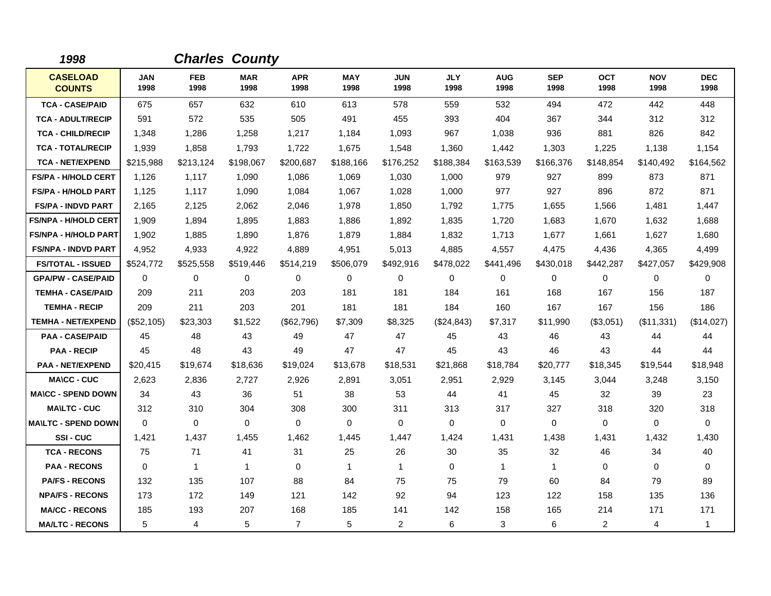## *1998* *Charles County*

| CASELOAD COUNTS | JAN 1998 | FEB 1998 | MAR 1998 | APR 1998 | MAY 1998 | JUN 1998 | JLY 1998 | AUG 1998 | SEP 1998 | OCT 1998 | NOV 1998 | DEC 1998 |
|---|---|---|---|---|---|---|---|---|---|---|---|---|
| TCA - CASE/PAID | 675 | 657 | 632 | 610 | 613 | 578 | 559 | 532 | 494 | 472 | 442 | 448 |
| TCA - ADULT/RECIP | 591 | 572 | 535 | 505 | 491 | 455 | 393 | 404 | 367 | 344 | 312 | 312 |
| TCA - CHILD/RECIP | 1,348 | 1,286 | 1,258 | 1,217 | 1,184 | 1,093 | 967 | 1,038 | 936 | 881 | 826 | 842 |
| TCA - TOTAL/RECIP | 1,939 | 1,858 | 1,793 | 1,722 | 1,675 | 1,548 | 1,360 | 1,442 | 1,303 | 1,225 | 1,138 | 1,154 |
| TCA - NET/EXPEND | $215,988 | $213,124 | $198,067 | $200,687 | $188,166 | $176,252 | $188,384 | $163,539 | $166,376 | $148,854 | $140,492 | $164,562 |
| FS/PA - H/HOLD CERT | 1,126 | 1,117 | 1,090 | 1,086 | 1,069 | 1,030 | 1,000 | 979 | 927 | 899 | 873 | 871 |
| FS/PA - H/HOLD PART | 1,125 | 1,117 | 1,090 | 1,084 | 1,067 | 1,028 | 1,000 | 977 | 927 | 896 | 872 | 871 |
| FS/PA - INDVD PART | 2,165 | 2,125 | 2,062 | 2,046 | 1,978 | 1,850 | 1,792 | 1,775 | 1,655 | 1,566 | 1,481 | 1,447 |
| FS/NPA - H/HOLD CERT | 1,909 | 1,894 | 1,895 | 1,883 | 1,886 | 1,892 | 1,835 | 1,720 | 1,683 | 1,670 | 1,632 | 1,688 |
| FS/NPA - H/HOLD PART | 1,902 | 1,885 | 1,890 | 1,876 | 1,879 | 1,884 | 1,832 | 1,713 | 1,677 | 1,661 | 1,627 | 1,680 |
| FS/NPA - INDVD PART | 4,952 | 4,933 | 4,922 | 4,889 | 4,951 | 5,013 | 4,885 | 4,557 | 4,475 | 4,436 | 4,365 | 4,499 |
| FS/TOTAL - ISSUED | $524,772 | $525,558 | $519,446 | $514,219 | $506,079 | $492,916 | $478,022 | $441,496 | $430,018 | $442,287 | $427,057 | $429,908 |
| GPA/PW - CASE/PAID | 0 | 0 | 0 | 0 | 0 | 0 | 0 | 0 | 0 | 0 | 0 | 0 |
| TEMHA - CASE/PAID | 209 | 211 | 203 | 203 | 181 | 181 | 184 | 161 | 168 | 167 | 156 | 187 |
| TEMHA - RECIP | 209 | 211 | 203 | 201 | 181 | 181 | 184 | 160 | 167 | 167 | 156 | 186 |
| TEMHA - NET/EXPEND | ($52,105) | $23,303 | $1,522 | ($62,796) | $7,309 | $8,325 | ($24,843) | $7,317 | $11,990 | ($3,051) | ($11,331) | ($14,027) |
| PAA - CASE/PAID | 45 | 48 | 43 | 49 | 47 | 47 | 45 | 43 | 46 | 43 | 44 | 44 |
| PAA - RECIP | 45 | 48 | 43 | 49 | 47 | 47 | 45 | 43 | 46 | 43 | 44 | 44 |
| PAA - NET/EXPEND | $20,415 | $19,674 | $18,636 | $19,024 | $13,678 | $18,531 | $21,868 | $18,784 | $20,777 | $18,345 | $19,544 | $18,948 |
| MA\CC - CUC | 2,623 | 2,836 | 2,727 | 2,926 | 2,891 | 3,051 | 2,951 | 2,929 | 3,145 | 3,044 | 3,248 | 3,150 |
| MA\CC - SPEND DOWN | 34 | 43 | 36 | 51 | 38 | 53 | 44 | 41 | 45 | 32 | 39 | 23 |
| MA\LTC - CUC | 312 | 310 | 304 | 308 | 300 | 311 | 313 | 317 | 327 | 318 | 320 | 318 |
| MA\LTC - SPEND DOWN | 0 | 0 | 0 | 0 | 0 | 0 | 0 | 0 | 0 | 0 | 0 | 0 |
| SSI - CUC | 1,421 | 1,437 | 1,455 | 1,462 | 1,445 | 1,447 | 1,424 | 1,431 | 1,438 | 1,431 | 1,432 | 1,430 |
| TCA - RECONS | 75 | 71 | 41 | 31 | 25 | 26 | 30 | 35 | 32 | 46 | 34 | 40 |
| PAA - RECONS | 0 | 1 | 1 | 0 | 1 | 1 | 0 | 1 | 1 | 0 | 0 | 0 |
| PA/FS - RECONS | 132 | 135 | 107 | 88 | 84 | 75 | 75 | 79 | 60 | 84 | 79 | 89 |
| NPA/FS - RECONS | 173 | 172 | 149 | 121 | 142 | 92 | 94 | 123 | 122 | 158 | 135 | 136 |
| MA/CC - RECONS | 185 | 193 | 207 | 168 | 185 | 141 | 142 | 158 | 165 | 214 | 171 | 171 |
| MA/LTC - RECONS | 5 | 4 | 5 | 7 | 5 | 2 | 6 | 3 | 6 | 2 | 4 | 1 |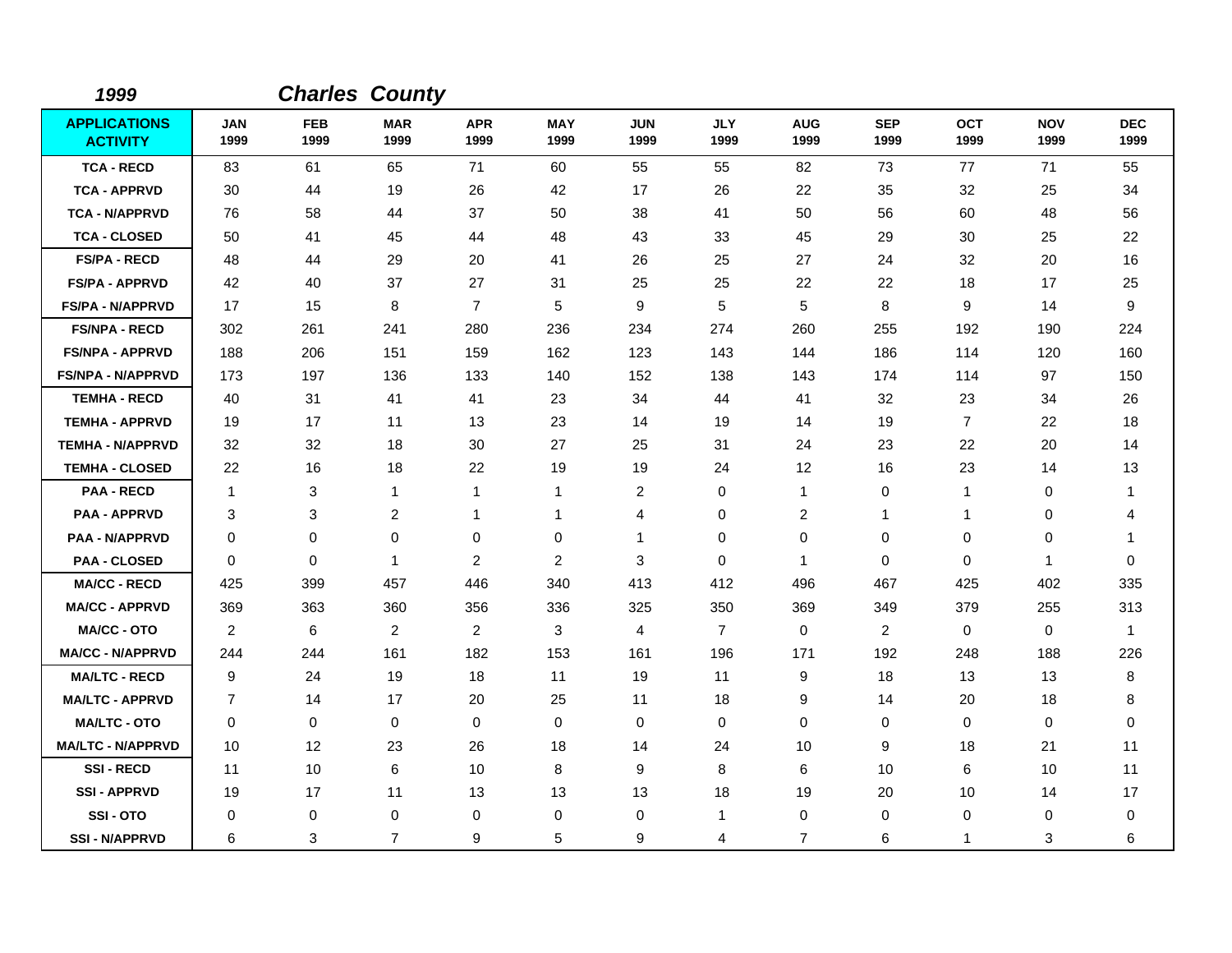*1999* ***Charles County***

| APPLICATIONS ACTIVITY | JAN 1999 | FEB 1999 | MAR 1999 | APR 1999 | MAY 1999 | JUN 1999 | JLY 1999 | AUG 1999 | SEP 1999 | OCT 1999 | NOV 1999 | DEC 1999 |
|---|---|---|---|---|---|---|---|---|---|---|---|---|
| TCA - RECD | 83 | 61 | 65 | 71 | 60 | 55 | 55 | 82 | 73 | 77 | 71 | 55 |
| TCA - APPRVD | 30 | 44 | 19 | 26 | 42 | 17 | 26 | 22 | 35 | 32 | 25 | 34 |
| TCA - N/APPRVD | 76 | 58 | 44 | 37 | 50 | 38 | 41 | 50 | 56 | 60 | 48 | 56 |
| TCA - CLOSED | 50 | 41 | 45 | 44 | 48 | 43 | 33 | 45 | 29 | 30 | 25 | 22 |
| FS/PA - RECD | 48 | 44 | 29 | 20 | 41 | 26 | 25 | 27 | 24 | 32 | 20 | 16 |
| FS/PA - APPRVD | 42 | 40 | 37 | 27 | 31 | 25 | 25 | 22 | 22 | 18 | 17 | 25 |
| FS/PA - N/APPRVD | 17 | 15 | 8 | 7 | 5 | 9 | 5 | 5 | 8 | 9 | 14 | 9 |
| FS/NPA - RECD | 302 | 261 | 241 | 280 | 236 | 234 | 274 | 260 | 255 | 192 | 190 | 224 |
| FS/NPA - APPRVD | 188 | 206 | 151 | 159 | 162 | 123 | 143 | 144 | 186 | 114 | 120 | 160 |
| FS/NPA - N/APPRVD | 173 | 197 | 136 | 133 | 140 | 152 | 138 | 143 | 174 | 114 | 97 | 150 |
| TEMHA - RECD | 40 | 31 | 41 | 41 | 23 | 34 | 44 | 41 | 32 | 23 | 34 | 26 |
| TEMHA - APPRVD | 19 | 17 | 11 | 13 | 23 | 14 | 19 | 14 | 19 | 7 | 22 | 18 |
| TEMHA - N/APPRVD | 32 | 32 | 18 | 30 | 27 | 25 | 31 | 24 | 23 | 22 | 20 | 14 |
| TEMHA - CLOSED | 22 | 16 | 18 | 22 | 19 | 19 | 24 | 12 | 16 | 23 | 14 | 13 |
| PAA - RECD | 1 | 3 | 1 | 1 | 1 | 2 | 0 | 1 | 0 | 1 | 0 | 1 |
| PAA - APPRVD | 3 | 3 | 2 | 1 | 1 | 4 | 0 | 2 | 1 | 1 | 0 | 4 |
| PAA - N/APPRVD | 0 | 0 | 0 | 0 | 0 | 1 | 0 | 0 | 0 | 0 | 0 | 1 |
| PAA - CLOSED | 0 | 0 | 1 | 2 | 2 | 3 | 0 | 1 | 0 | 0 | 1 | 0 |
| MA/CC - RECD | 425 | 399 | 457 | 446 | 340 | 413 | 412 | 496 | 467 | 425 | 402 | 335 |
| MA/CC - APPRVD | 369 | 363 | 360 | 356 | 336 | 325 | 350 | 369 | 349 | 379 | 255 | 313 |
| MA/CC - OTO | 2 | 6 | 2 | 2 | 3 | 4 | 7 | 0 | 2 | 0 | 0 | 1 |
| MA/CC - N/APPRVD | 244 | 244 | 161 | 182 | 153 | 161 | 196 | 171 | 192 | 248 | 188 | 226 |
| MA/LTC - RECD | 9 | 24 | 19 | 18 | 11 | 19 | 11 | 9 | 18 | 13 | 13 | 8 |
| MA/LTC - APPRVD | 7 | 14 | 17 | 20 | 25 | 11 | 18 | 9 | 14 | 20 | 18 | 8 |
| MA/LTC - OTO | 0 | 0 | 0 | 0 | 0 | 0 | 0 | 0 | 0 | 0 | 0 | 0 |
| MA/LTC - N/APPRVD | 10 | 12 | 23 | 26 | 18 | 14 | 24 | 10 | 9 | 18 | 21 | 11 |
| SSI - RECD | 11 | 10 | 6 | 10 | 8 | 9 | 8 | 6 | 10 | 6 | 10 | 11 |
| SSI - APPRVD | 19 | 17 | 11 | 13 | 13 | 13 | 18 | 19 | 20 | 10 | 14 | 17 |
| SSI - OTO | 0 | 0 | 0 | 0 | 0 | 0 | 1 | 0 | 0 | 0 | 0 | 0 |
| SSI - N/APPRVD | 6 | 3 | 7 | 9 | 5 | 9 | 4 | 7 | 6 | 1 | 3 | 6 |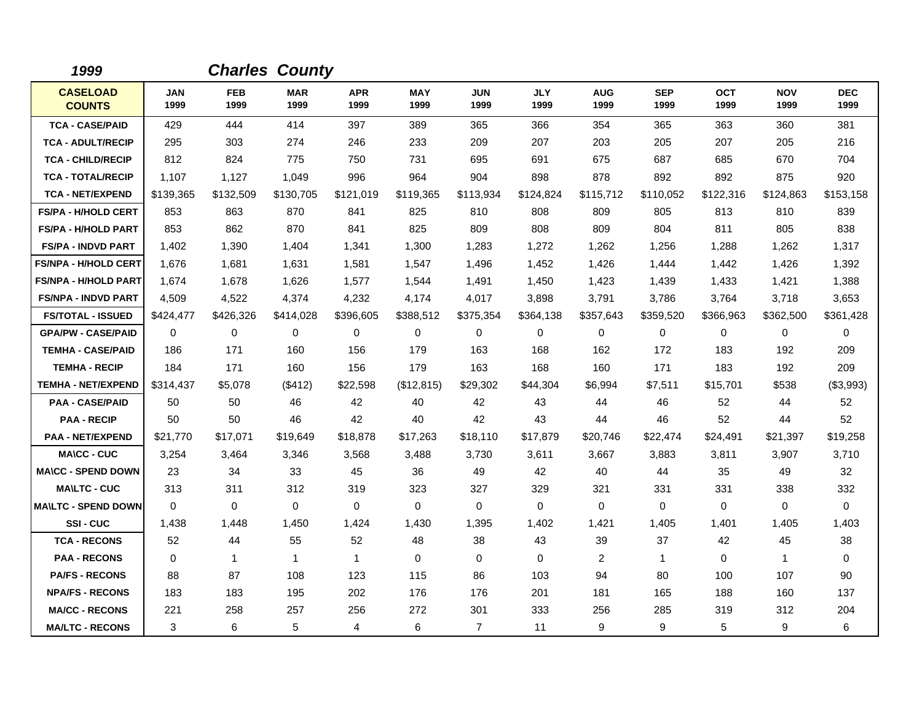*1999* *Charles County*

| CASELOAD COUNTS | JAN 1999 | FEB 1999 | MAR 1999 | APR 1999 | MAY 1999 | JUN 1999 | JLY 1999 | AUG 1999 | SEP 1999 | OCT 1999 | NOV 1999 | DEC 1999 |
|---|---|---|---|---|---|---|---|---|---|---|---|---|
| TCA - CASE/PAID | 429 | 444 | 414 | 397 | 389 | 365 | 366 | 354 | 365 | 363 | 360 | 381 |
| TCA - ADULT/RECIP | 295 | 303 | 274 | 246 | 233 | 209 | 207 | 203 | 205 | 207 | 205 | 216 |
| TCA - CHILD/RECIP | 812 | 824 | 775 | 750 | 731 | 695 | 691 | 675 | 687 | 685 | 670 | 704 |
| TCA - TOTAL/RECIP | 1,107 | 1,127 | 1,049 | 996 | 964 | 904 | 898 | 878 | 892 | 892 | 875 | 920 |
| TCA - NET/EXPEND | $139,365 | $132,509 | $130,705 | $121,019 | $119,365 | $113,934 | $124,824 | $115,712 | $110,052 | $122,316 | $124,863 | $153,158 |
| FS/PA - H/HOLD CERT | 853 | 863 | 870 | 841 | 825 | 810 | 808 | 809 | 805 | 813 | 810 | 839 |
| FS/PA - H/HOLD PART | 853 | 862 | 870 | 841 | 825 | 809 | 808 | 809 | 804 | 811 | 805 | 838 |
| FS/PA - INDVD PART | 1,402 | 1,390 | 1,404 | 1,341 | 1,300 | 1,283 | 1,272 | 1,262 | 1,256 | 1,288 | 1,262 | 1,317 |
| FS/NPA - H/HOLD CERT | 1,676 | 1,681 | 1,631 | 1,581 | 1,547 | 1,496 | 1,452 | 1,426 | 1,444 | 1,442 | 1,426 | 1,392 |
| FS/NPA - H/HOLD PART | 1,674 | 1,678 | 1,626 | 1,577 | 1,544 | 1,491 | 1,450 | 1,423 | 1,439 | 1,433 | 1,421 | 1,388 |
| FS/NPA - INDVD PART | 4,509 | 4,522 | 4,374 | 4,232 | 4,174 | 4,017 | 3,898 | 3,791 | 3,786 | 3,764 | 3,718 | 3,653 |
| FS/TOTAL - ISSUED | $424,477 | $426,326 | $414,028 | $396,605 | $388,512 | $375,354 | $364,138 | $357,643 | $359,520 | $366,963 | $362,500 | $361,428 |
| GPA/PW - CASE/PAID | 0 | 0 | 0 | 0 | 0 | 0 | 0 | 0 | 0 | 0 | 0 | 0 |
| TEMHA - CASE/PAID | 186 | 171 | 160 | 156 | 179 | 163 | 168 | 162 | 172 | 183 | 192 | 209 |
| TEMHA - RECIP | 184 | 171 | 160 | 156 | 179 | 163 | 168 | 160 | 171 | 183 | 192 | 209 |
| TEMHA - NET/EXPEND | $314,437 | $5,078 | ($412) | $22,598 | ($12,815) | $29,302 | $44,304 | $6,994 | $7,511 | $15,701 | $538 | ($3,993) |
| PAA - CASE/PAID | 50 | 50 | 46 | 42 | 40 | 42 | 43 | 44 | 46 | 52 | 44 | 52 |
| PAA - RECIP | 50 | 50 | 46 | 42 | 40 | 42 | 43 | 44 | 46 | 52 | 44 | 52 |
| PAA - NET/EXPEND | $21,770 | $17,071 | $19,649 | $18,878 | $17,263 | $18,110 | $17,879 | $20,746 | $22,474 | $24,491 | $21,397 | $19,258 |
| MA\CC - CUC | 3,254 | 3,464 | 3,346 | 3,568 | 3,488 | 3,730 | 3,611 | 3,667 | 3,883 | 3,811 | 3,907 | 3,710 |
| MA\CC - SPEND DOWN | 23 | 34 | 33 | 45 | 36 | 49 | 42 | 40 | 44 | 35 | 49 | 32 |
| MA\LTC - CUC | 313 | 311 | 312 | 319 | 323 | 327 | 329 | 321 | 331 | 331 | 338 | 332 |
| MA\LTC - SPEND DOWN | 0 | 0 | 0 | 0 | 0 | 0 | 0 | 0 | 0 | 0 | 0 | 0 |
| SSI - CUC | 1,438 | 1,448 | 1,450 | 1,424 | 1,430 | 1,395 | 1,402 | 1,421 | 1,405 | 1,401 | 1,405 | 1,403 |
| TCA - RECONS | 52 | 44 | 55 | 52 | 48 | 38 | 43 | 39 | 37 | 42 | 45 | 38 |
| PAA - RECONS | 0 | 1 | 1 | 1 | 0 | 0 | 0 | 2 | 1 | 0 | 1 | 0 |
| PA/FS - RECONS | 88 | 87 | 108 | 123 | 115 | 86 | 103 | 94 | 80 | 100 | 107 | 90 |
| NPA/FS - RECONS | 183 | 183 | 195 | 202 | 176 | 176 | 201 | 181 | 165 | 188 | 160 | 137 |
| MA/CC - RECONS | 221 | 258 | 257 | 256 | 272 | 301 | 333 | 256 | 285 | 319 | 312 | 204 |
| MA/LTC - RECONS | 3 | 6 | 5 | 4 | 6 | 7 | 11 | 9 | 9 | 5 | 9 | 6 |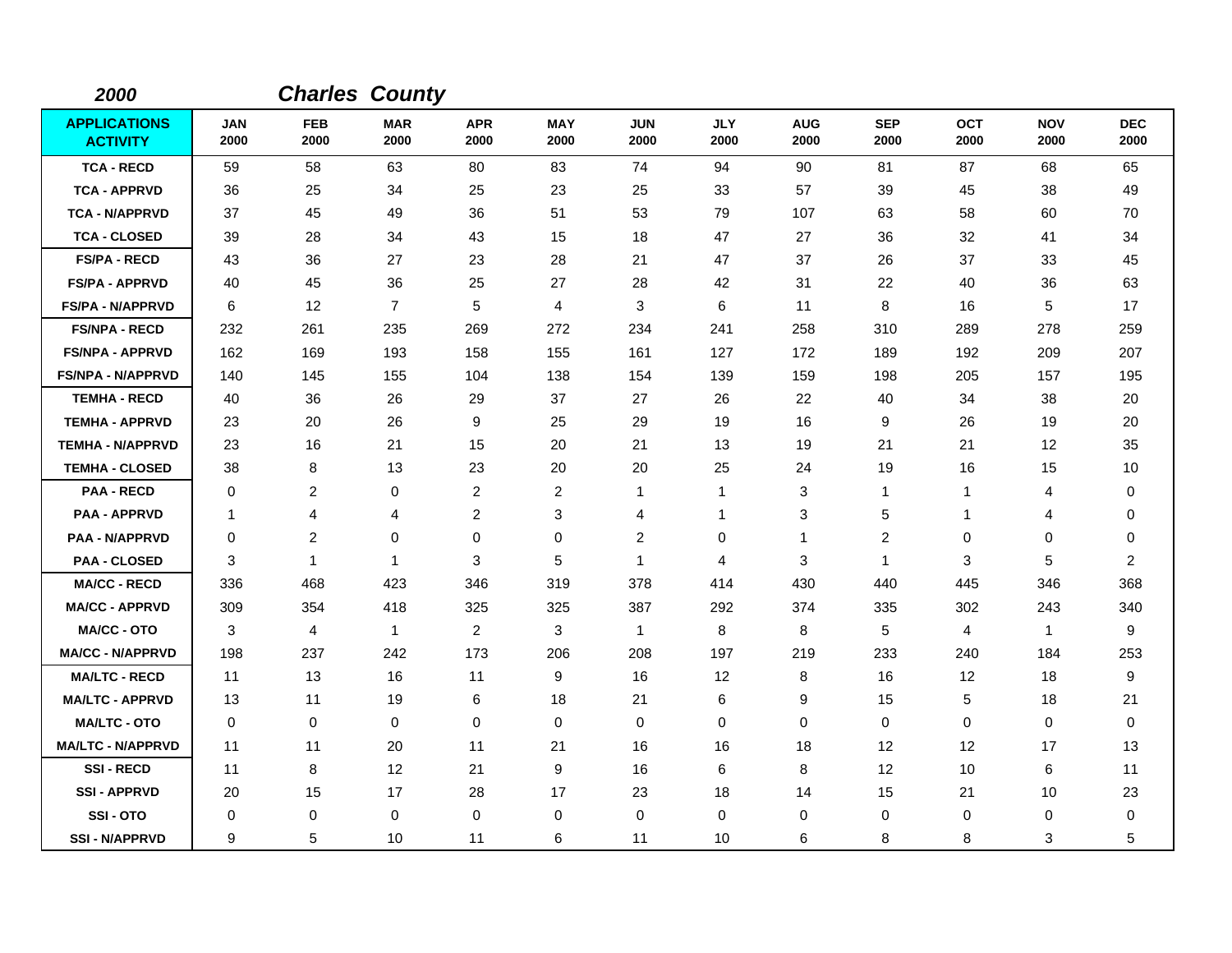**2000** **Charles County**

| APPLICATIONS ACTIVITY | JAN 2000 | FEB 2000 | MAR 2000 | APR 2000 | MAY 2000 | JUN 2000 | JLY 2000 | AUG 2000 | SEP 2000 | OCT 2000 | NOV 2000 | DEC 2000 |
|---|---|---|---|---|---|---|---|---|---|---|---|---|
| TCA - RECD | 59 | 58 | 63 | 80 | 83 | 74 | 94 | 90 | 81 | 87 | 68 | 65 |
| TCA - APPRVD | 36 | 25 | 34 | 25 | 23 | 25 | 33 | 57 | 39 | 45 | 38 | 49 |
| TCA - N/APPRVD | 37 | 45 | 49 | 36 | 51 | 53 | 79 | 107 | 63 | 58 | 60 | 70 |
| TCA - CLOSED | 39 | 28 | 34 | 43 | 15 | 18 | 47 | 27 | 36 | 32 | 41 | 34 |
| FS/PA - RECD | 43 | 36 | 27 | 23 | 28 | 21 | 47 | 37 | 26 | 37 | 33 | 45 |
| FS/PA - APPRVD | 40 | 45 | 36 | 25 | 27 | 28 | 42 | 31 | 22 | 40 | 36 | 63 |
| FS/PA - N/APPRVD | 6 | 12 | 7 | 5 | 4 | 3 | 6 | 11 | 8 | 16 | 5 | 17 |
| FS/NPA - RECD | 232 | 261 | 235 | 269 | 272 | 234 | 241 | 258 | 310 | 289 | 278 | 259 |
| FS/NPA - APPRVD | 162 | 169 | 193 | 158 | 155 | 161 | 127 | 172 | 189 | 192 | 209 | 207 |
| FS/NPA - N/APPRVD | 140 | 145 | 155 | 104 | 138 | 154 | 139 | 159 | 198 | 205 | 157 | 195 |
| TEMHA - RECD | 40 | 36 | 26 | 29 | 37 | 27 | 26 | 22 | 40 | 34 | 38 | 20 |
| TEMHA - APPRVD | 23 | 20 | 26 | 9 | 25 | 29 | 19 | 16 | 9 | 26 | 19 | 20 |
| TEMHA - N/APPRVD | 23 | 16 | 21 | 15 | 20 | 21 | 13 | 19 | 21 | 21 | 12 | 35 |
| TEMHA - CLOSED | 38 | 8 | 13 | 23 | 20 | 20 | 25 | 24 | 19 | 16 | 15 | 10 |
| PAA - RECD | 0 | 2 | 0 | 2 | 2 | 1 | 1 | 3 | 1 | 1 | 4 | 0 |
| PAA - APPRVD | 1 | 4 | 4 | 2 | 3 | 4 | 1 | 3 | 5 | 1 | 4 | 0 |
| PAA - N/APPRVD | 0 | 2 | 0 | 0 | 0 | 2 | 0 | 1 | 2 | 0 | 0 | 0 |
| PAA - CLOSED | 3 | 1 | 1 | 3 | 5 | 1 | 4 | 3 | 1 | 3 | 5 | 2 |
| MA/CC - RECD | 336 | 468 | 423 | 346 | 319 | 378 | 414 | 430 | 440 | 445 | 346 | 368 |
| MA/CC - APPRVD | 309 | 354 | 418 | 325 | 325 | 387 | 292 | 374 | 335 | 302 | 243 | 340 |
| MA/CC - OTO | 3 | 4 | 1 | 2 | 3 | 1 | 8 | 8 | 5 | 4 | 1 | 9 |
| MA/CC - N/APPRVD | 198 | 237 | 242 | 173 | 206 | 208 | 197 | 219 | 233 | 240 | 184 | 253 |
| MA/LTC - RECD | 11 | 13 | 16 | 11 | 9 | 16 | 12 | 8 | 16 | 12 | 18 | 9 |
| MA/LTC - APPRVD | 13 | 11 | 19 | 6 | 18 | 21 | 6 | 9 | 15 | 5 | 18 | 21 |
| MA/LTC - OTO | 0 | 0 | 0 | 0 | 0 | 0 | 0 | 0 | 0 | 0 | 0 | 0 |
| MA/LTC - N/APPRVD | 11 | 11 | 20 | 11 | 21 | 16 | 16 | 18 | 12 | 12 | 17 | 13 |
| SSI - RECD | 11 | 8 | 12 | 21 | 9 | 16 | 6 | 8 | 12 | 10 | 6 | 11 |
| SSI - APPRVD | 20 | 15 | 17 | 28 | 17 | 23 | 18 | 14 | 15 | 21 | 10 | 23 |
| SSI - OTO | 0 | 0 | 0 | 0 | 0 | 0 | 0 | 0 | 0 | 0 | 0 | 0 |
| SSI - N/APPRVD | 9 | 5 | 10 | 11 | 6 | 11 | 10 | 6 | 8 | 8 | 3 | 5 |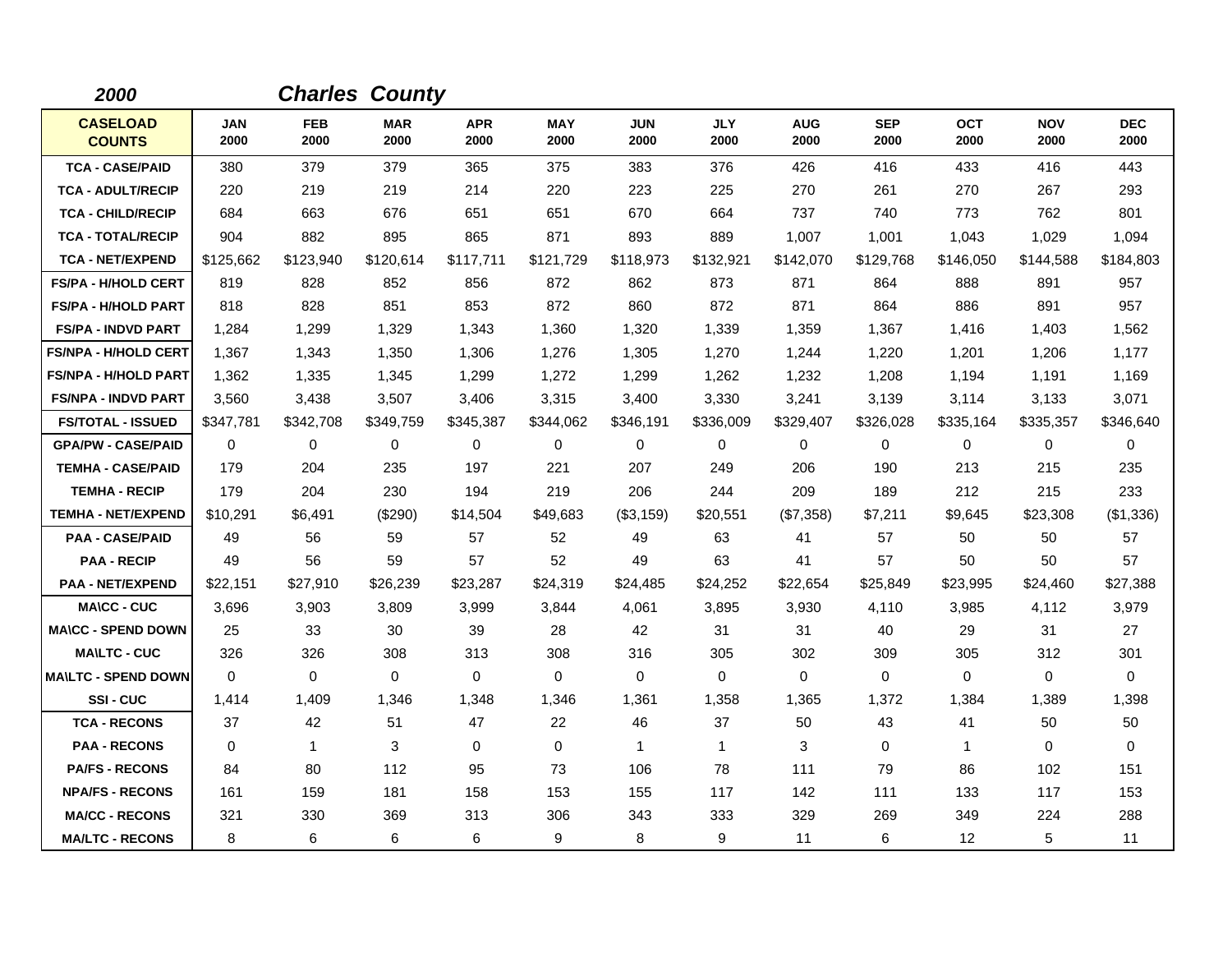## *2000* *Charles County*

| CASELOAD COUNTS | JAN 2000 | FEB 2000 | MAR 2000 | APR 2000 | MAY 2000 | JUN 2000 | JLY 2000 | AUG 2000 | SEP 2000 | OCT 2000 | NOV 2000 | DEC 2000 |
|---|---|---|---|---|---|---|---|---|---|---|---|---|
| TCA - CASE/PAID | 380 | 379 | 379 | 365 | 375 | 383 | 376 | 426 | 416 | 433 | 416 | 443 |
| TCA - ADULT/RECIP | 220 | 219 | 219 | 214 | 220 | 223 | 225 | 270 | 261 | 270 | 267 | 293 |
| TCA - CHILD/RECIP | 684 | 663 | 676 | 651 | 651 | 670 | 664 | 737 | 740 | 773 | 762 | 801 |
| TCA - TOTAL/RECIP | 904 | 882 | 895 | 865 | 871 | 893 | 889 | 1,007 | 1,001 | 1,043 | 1,029 | 1,094 |
| TCA - NET/EXPEND | $125,662 | $123,940 | $120,614 | $117,711 | $121,729 | $118,973 | $132,921 | $142,070 | $129,768 | $146,050 | $144,588 | $184,803 |
| FS/PA - H/HOLD CERT | 819 | 828 | 852 | 856 | 872 | 862 | 873 | 871 | 864 | 888 | 891 | 957 |
| FS/PA - H/HOLD PART | 818 | 828 | 851 | 853 | 872 | 860 | 872 | 871 | 864 | 886 | 891 | 957 |
| FS/PA - INDVD PART | 1,284 | 1,299 | 1,329 | 1,343 | 1,360 | 1,320 | 1,339 | 1,359 | 1,367 | 1,416 | 1,403 | 1,562 |
| FS/NPA - H/HOLD CERT | 1,367 | 1,343 | 1,350 | 1,306 | 1,276 | 1,305 | 1,270 | 1,244 | 1,220 | 1,201 | 1,206 | 1,177 |
| FS/NPA - H/HOLD PART | 1,362 | 1,335 | 1,345 | 1,299 | 1,272 | 1,299 | 1,262 | 1,232 | 1,208 | 1,194 | 1,191 | 1,169 |
| FS/NPA - INDVD PART | 3,560 | 3,438 | 3,507 | 3,406 | 3,315 | 3,400 | 3,330 | 3,241 | 3,139 | 3,114 | 3,133 | 3,071 |
| FS/TOTAL - ISSUED | $347,781 | $342,708 | $349,759 | $345,387 | $344,062 | $346,191 | $336,009 | $329,407 | $326,028 | $335,164 | $335,357 | $346,640 |
| GPA/PW - CASE/PAID | 0 | 0 | 0 | 0 | 0 | 0 | 0 | 0 | 0 | 0 | 0 | 0 |
| TEMHA - CASE/PAID | 179 | 204 | 235 | 197 | 221 | 207 | 249 | 206 | 190 | 213 | 215 | 235 |
| TEMHA - RECIP | 179 | 204 | 230 | 194 | 219 | 206 | 244 | 209 | 189 | 212 | 215 | 233 |
| TEMHA - NET/EXPEND | $10,291 | $6,491 | ($290) | $14,504 | $49,683 | ($3,159) | $20,551 | ($7,358) | $7,211 | $9,645 | $23,308 | ($1,336) |
| PAA - CASE/PAID | 49 | 56 | 59 | 57 | 52 | 49 | 63 | 41 | 57 | 50 | 50 | 57 |
| PAA - RECIP | 49 | 56 | 59 | 57 | 52 | 49 | 63 | 41 | 57 | 50 | 50 | 57 |
| PAA - NET/EXPEND | $22,151 | $27,910 | $26,239 | $23,287 | $24,319 | $24,485 | $24,252 | $22,654 | $25,849 | $23,995 | $24,460 | $27,388 |
| MA\CC - CUC | 3,696 | 3,903 | 3,809 | 3,999 | 3,844 | 4,061 | 3,895 | 3,930 | 4,110 | 3,985 | 4,112 | 3,979 |
| MA\CC - SPEND DOWN | 25 | 33 | 30 | 39 | 28 | 42 | 31 | 31 | 40 | 29 | 31 | 27 |
| MA\LTC - CUC | 326 | 326 | 308 | 313 | 308 | 316 | 305 | 302 | 309 | 305 | 312 | 301 |
| MA\LTC - SPEND DOWN | 0 | 0 | 0 | 0 | 0 | 0 | 0 | 0 | 0 | 0 | 0 | 0 |
| SSI - CUC | 1,414 | 1,409 | 1,346 | 1,348 | 1,346 | 1,361 | 1,358 | 1,365 | 1,372 | 1,384 | 1,389 | 1,398 |
| TCA - RECONS | 37 | 42 | 51 | 47 | 22 | 46 | 37 | 50 | 43 | 41 | 50 | 50 |
| PAA - RECONS | 0 | 1 | 3 | 0 | 0 | 1 | 1 | 3 | 0 | 1 | 0 | 0 |
| PA/FS - RECONS | 84 | 80 | 112 | 95 | 73 | 106 | 78 | 111 | 79 | 86 | 102 | 151 |
| NPA/FS - RECONS | 161 | 159 | 181 | 158 | 153 | 155 | 117 | 142 | 111 | 133 | 117 | 153 |
| MA/CC - RECONS | 321 | 330 | 369 | 313 | 306 | 343 | 333 | 329 | 269 | 349 | 224 | 288 |
| MA/LTC - RECONS | 8 | 6 | 6 | 6 | 9 | 8 | 9 | 11 | 6 | 12 | 5 | 11 |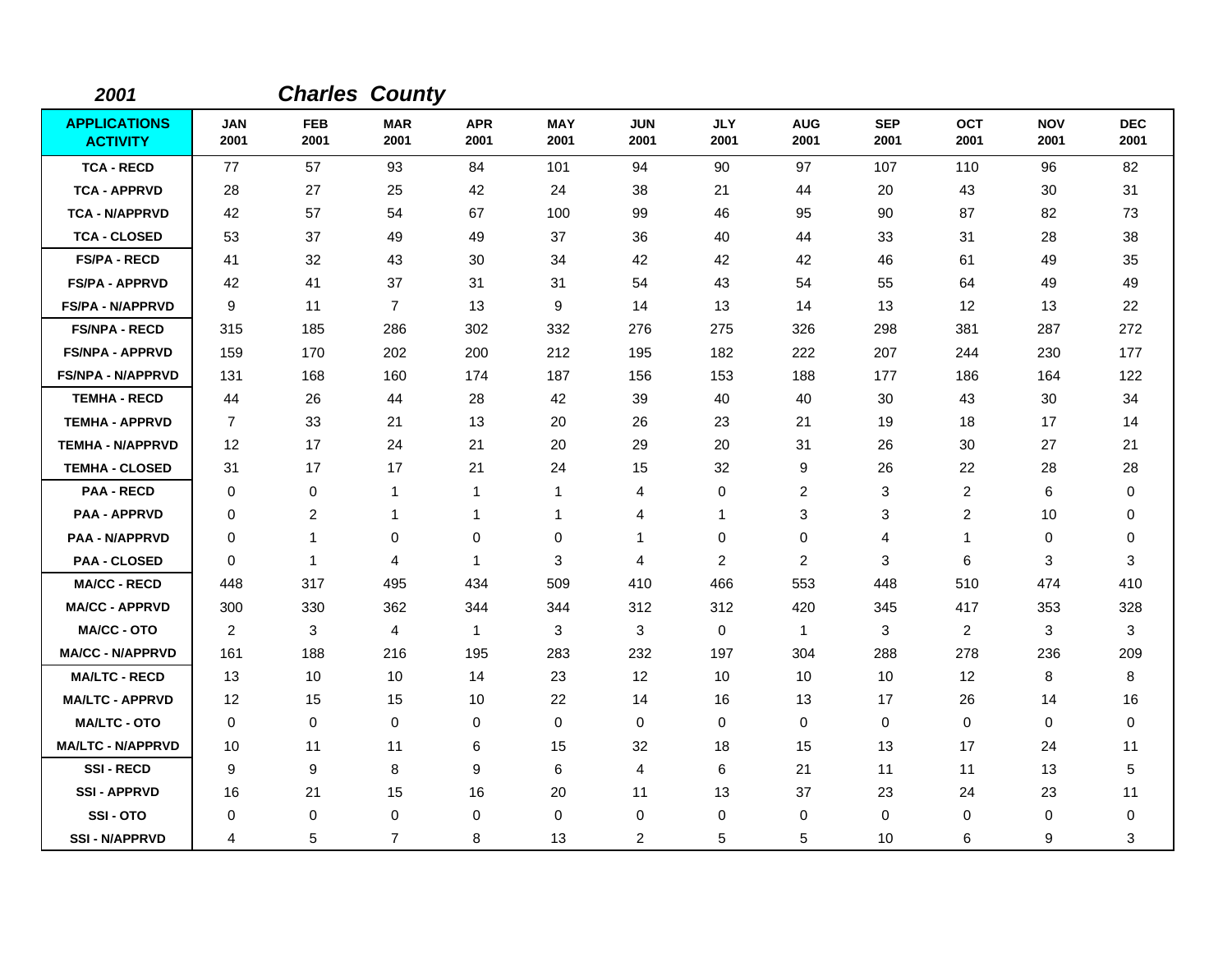**2001** **Charles County**

| APPLICATIONS ACTIVITY | JAN 2001 | FEB 2001 | MAR 2001 | APR 2001 | MAY 2001 | JUN 2001 | JLY 2001 | AUG 2001 | SEP 2001 | OCT 2001 | NOV 2001 | DEC 2001 |
|---|---|---|---|---|---|---|---|---|---|---|---|---|
| TCA - RECD | 77 | 57 | 93 | 84 | 101 | 94 | 90 | 97 | 107 | 110 | 96 | 82 |
| TCA - APPRVD | 28 | 27 | 25 | 42 | 24 | 38 | 21 | 44 | 20 | 43 | 30 | 31 |
| TCA - N/APPRVD | 42 | 57 | 54 | 67 | 100 | 99 | 46 | 95 | 90 | 87 | 82 | 73 |
| TCA - CLOSED | 53 | 37 | 49 | 49 | 37 | 36 | 40 | 44 | 33 | 31 | 28 | 38 |
| FS/PA - RECD | 41 | 32 | 43 | 30 | 34 | 42 | 42 | 42 | 46 | 61 | 49 | 35 |
| FS/PA - APPRVD | 42 | 41 | 37 | 31 | 31 | 54 | 43 | 54 | 55 | 64 | 49 | 49 |
| FS/PA - N/APPRVD | 9 | 11 | 7 | 13 | 9 | 14 | 13 | 14 | 13 | 12 | 13 | 22 |
| FS/NPA - RECD | 315 | 185 | 286 | 302 | 332 | 276 | 275 | 326 | 298 | 381 | 287 | 272 |
| FS/NPA - APPRVD | 159 | 170 | 202 | 200 | 212 | 195 | 182 | 222 | 207 | 244 | 230 | 177 |
| FS/NPA - N/APPRVD | 131 | 168 | 160 | 174 | 187 | 156 | 153 | 188 | 177 | 186 | 164 | 122 |
| TEMHA - RECD | 44 | 26 | 44 | 28 | 42 | 39 | 40 | 40 | 30 | 43 | 30 | 34 |
| TEMHA - APPRVD | 7 | 33 | 21 | 13 | 20 | 26 | 23 | 21 | 19 | 18 | 17 | 14 |
| TEMHA - N/APPRVD | 12 | 17 | 24 | 21 | 20 | 29 | 20 | 31 | 26 | 30 | 27 | 21 |
| TEMHA - CLOSED | 31 | 17 | 17 | 21 | 24 | 15 | 32 | 9 | 26 | 22 | 28 | 28 |
| PAA - RECD | 0 | 0 | 1 | 1 | 1 | 4 | 0 | 2 | 3 | 2 | 6 | 0 |
| PAA - APPRVD | 0 | 2 | 1 | 1 | 1 | 4 | 1 | 3 | 3 | 2 | 10 | 0 |
| PAA - N/APPRVD | 0 | 1 | 0 | 0 | 0 | 1 | 0 | 0 | 4 | 1 | 0 | 0 |
| PAA - CLOSED | 0 | 1 | 4 | 1 | 3 | 4 | 2 | 2 | 3 | 6 | 3 | 3 |
| MA/CC - RECD | 448 | 317 | 495 | 434 | 509 | 410 | 466 | 553 | 448 | 510 | 474 | 410 |
| MA/CC - APPRVD | 300 | 330 | 362 | 344 | 344 | 312 | 312 | 420 | 345 | 417 | 353 | 328 |
| MA/CC - OTO | 2 | 3 | 4 | 1 | 3 | 3 | 0 | 1 | 3 | 2 | 3 | 3 |
| MA/CC - N/APPRVD | 161 | 188 | 216 | 195 | 283 | 232 | 197 | 304 | 288 | 278 | 236 | 209 |
| MA/LTC - RECD | 13 | 10 | 10 | 14 | 23 | 12 | 10 | 10 | 10 | 12 | 8 | 8 |
| MA/LTC - APPRVD | 12 | 15 | 15 | 10 | 22 | 14 | 16 | 13 | 17 | 26 | 14 | 16 |
| MA/LTC - OTO | 0 | 0 | 0 | 0 | 0 | 0 | 0 | 0 | 0 | 0 | 0 | 0 |
| MA/LTC - N/APPRVD | 10 | 11 | 11 | 6 | 15 | 32 | 18 | 15 | 13 | 17 | 24 | 11 |
| SSI - RECD | 9 | 9 | 8 | 9 | 6 | 4 | 6 | 21 | 11 | 11 | 13 | 5 |
| SSI - APPRVD | 16 | 21 | 15 | 16 | 20 | 11 | 13 | 37 | 23 | 24 | 23 | 11 |
| SSI - OTO | 0 | 0 | 0 | 0 | 0 | 0 | 0 | 0 | 0 | 0 | 0 | 0 |
| SSI - N/APPRVD | 4 | 5 | 7 | 8 | 13 | 2 | 5 | 5 | 10 | 6 | 9 | 3 |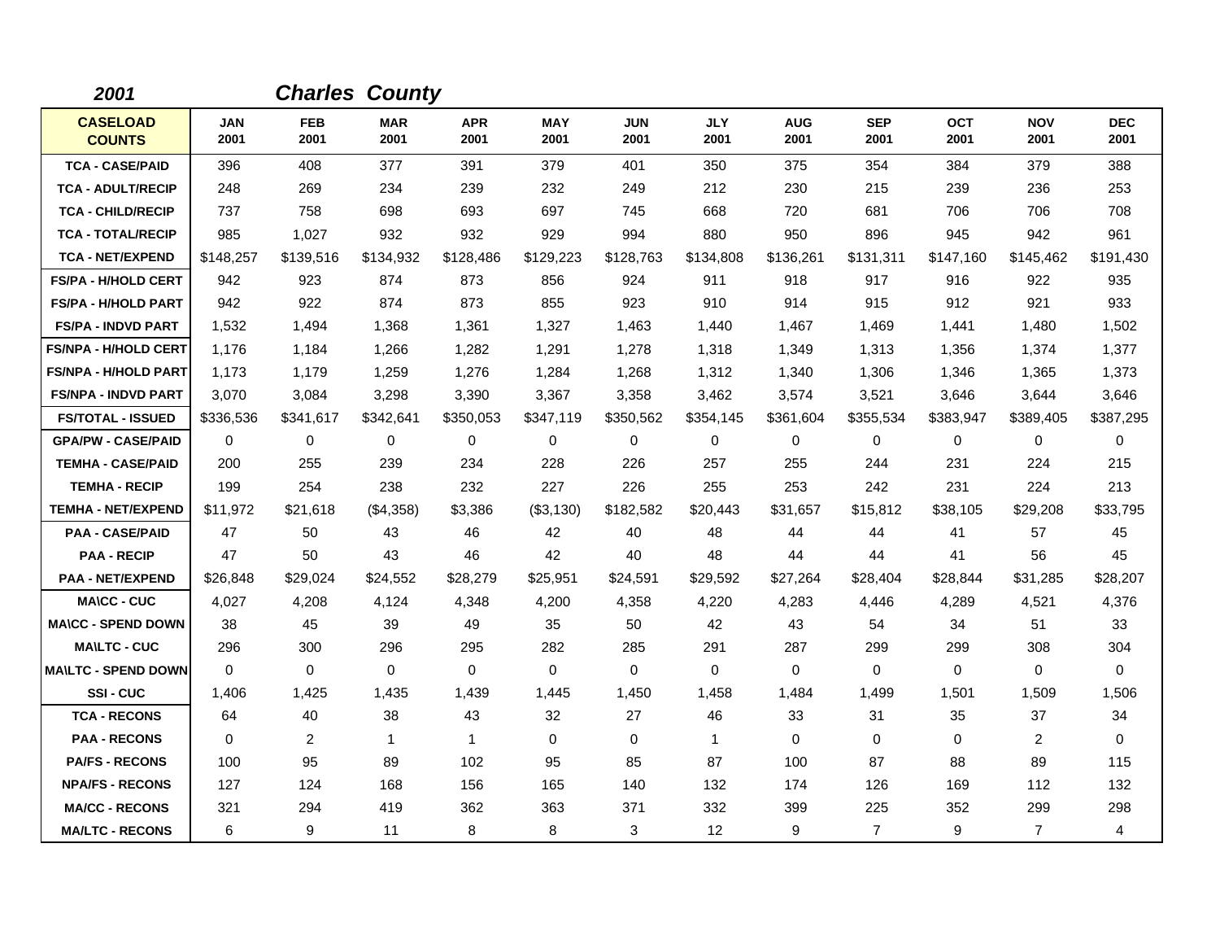**2001** **Charles County**

| CASELOAD COUNTS | JAN 2001 | FEB 2001 | MAR 2001 | APR 2001 | MAY 2001 | JUN 2001 | JLY 2001 | AUG 2001 | SEP 2001 | OCT 2001 | NOV 2001 | DEC 2001 |
|---|---|---|---|---|---|---|---|---|---|---|---|---|
| TCA - CASE/PAID | 396 | 408 | 377 | 391 | 379 | 401 | 350 | 375 | 354 | 384 | 379 | 388 |
| TCA - ADULT/RECIP | 248 | 269 | 234 | 239 | 232 | 249 | 212 | 230 | 215 | 239 | 236 | 253 |
| TCA - CHILD/RECIP | 737 | 758 | 698 | 693 | 697 | 745 | 668 | 720 | 681 | 706 | 706 | 708 |
| TCA - TOTAL/RECIP | 985 | 1,027 | 932 | 932 | 929 | 994 | 880 | 950 | 896 | 945 | 942 | 961 |
| TCA - NET/EXPEND | $148,257 | $139,516 | $134,932 | $128,486 | $129,223 | $128,763 | $134,808 | $136,261 | $131,311 | $147,160 | $145,462 | $191,430 |
| FS/PA - H/HOLD CERT | 942 | 923 | 874 | 873 | 856 | 924 | 911 | 918 | 917 | 916 | 922 | 935 |
| FS/PA - H/HOLD PART | 942 | 922 | 874 | 873 | 855 | 923 | 910 | 914 | 915 | 912 | 921 | 933 |
| FS/PA - INDVD PART | 1,532 | 1,494 | 1,368 | 1,361 | 1,327 | 1,463 | 1,440 | 1,467 | 1,469 | 1,441 | 1,480 | 1,502 |
| FS/NPA - H/HOLD CERT | 1,176 | 1,184 | 1,266 | 1,282 | 1,291 | 1,278 | 1,318 | 1,349 | 1,313 | 1,356 | 1,374 | 1,377 |
| FS/NPA - H/HOLD PART | 1,173 | 1,179 | 1,259 | 1,276 | 1,284 | 1,268 | 1,312 | 1,340 | 1,306 | 1,346 | 1,365 | 1,373 |
| FS/NPA - INDVD PART | 3,070 | 3,084 | 3,298 | 3,390 | 3,367 | 3,358 | 3,462 | 3,574 | 3,521 | 3,646 | 3,644 | 3,646 |
| FS/TOTAL - ISSUED | $336,536 | $341,617 | $342,641 | $350,053 | $347,119 | $350,562 | $354,145 | $361,604 | $355,534 | $383,947 | $389,405 | $387,295 |
| GPA/PW - CASE/PAID | 0 | 0 | 0 | 0 | 0 | 0 | 0 | 0 | 0 | 0 | 0 | 0 |
| TEMHA - CASE/PAID | 200 | 255 | 239 | 234 | 228 | 226 | 257 | 255 | 244 | 231 | 224 | 215 |
| TEMHA - RECIP | 199 | 254 | 238 | 232 | 227 | 226 | 255 | 253 | 242 | 231 | 224 | 213 |
| TEMHA - NET/EXPEND | $11,972 | $21,618 | ($4,358) | $3,386 | ($3,130) | $182,582 | $20,443 | $31,657 | $15,812 | $38,105 | $29,208 | $33,795 |
| PAA - CASE/PAID | 47 | 50 | 43 | 46 | 42 | 40 | 48 | 44 | 44 | 41 | 57 | 45 |
| PAA - RECIP | 47 | 50 | 43 | 46 | 42 | 40 | 48 | 44 | 44 | 41 | 56 | 45 |
| PAA - NET/EXPEND | $26,848 | $29,024 | $24,552 | $28,279 | $25,951 | $24,591 | $29,592 | $27,264 | $28,404 | $28,844 | $31,285 | $28,207 |
| MA\CC - CUC | 4,027 | 4,208 | 4,124 | 4,348 | 4,200 | 4,358 | 4,220 | 4,283 | 4,446 | 4,289 | 4,521 | 4,376 |
| MA\CC - SPEND DOWN | 38 | 45 | 39 | 49 | 35 | 50 | 42 | 43 | 54 | 34 | 51 | 33 |
| MA\LTC - CUC | 296 | 300 | 296 | 295 | 282 | 285 | 291 | 287 | 299 | 299 | 308 | 304 |
| MA\LTC - SPEND DOWN | 0 | 0 | 0 | 0 | 0 | 0 | 0 | 0 | 0 | 0 | 0 | 0 |
| SSI - CUC | 1,406 | 1,425 | 1,435 | 1,439 | 1,445 | 1,450 | 1,458 | 1,484 | 1,499 | 1,501 | 1,509 | 1,506 |
| TCA - RECONS | 64 | 40 | 38 | 43 | 32 | 27 | 46 | 33 | 31 | 35 | 37 | 34 |
| PAA - RECONS | 0 | 2 | 1 | 1 | 0 | 0 | 1 | 0 | 0 | 0 | 2 | 0 |
| PA/FS - RECONS | 100 | 95 | 89 | 102 | 95 | 85 | 87 | 100 | 87 | 88 | 89 | 115 |
| NPA/FS - RECONS | 127 | 124 | 168 | 156 | 165 | 140 | 132 | 174 | 126 | 169 | 112 | 132 |
| MA/CC - RECONS | 321 | 294 | 419 | 362 | 363 | 371 | 332 | 399 | 225 | 352 | 299 | 298 |
| MA/LTC - RECONS | 6 | 9 | 11 | 8 | 8 | 3 | 12 | 9 | 7 | 9 | 7 | 4 |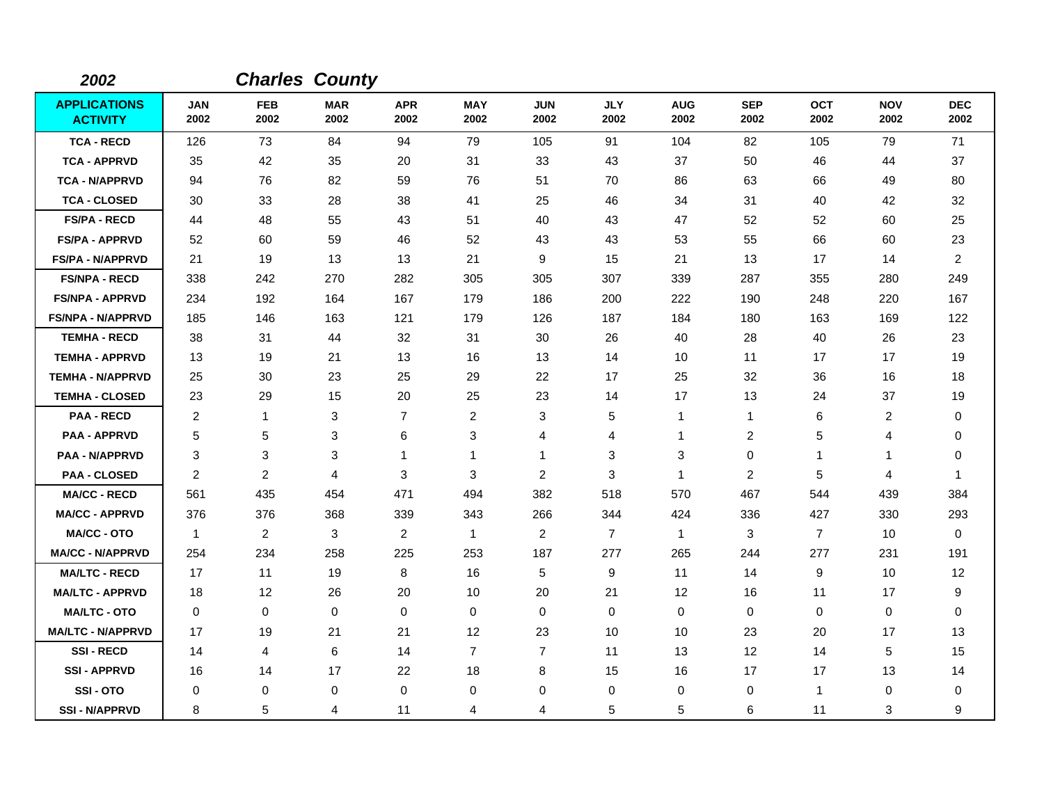**2002** **Charles County**

| APPLICATIONS ACTIVITY | JAN 2002 | FEB 2002 | MAR 2002 | APR 2002 | MAY 2002 | JUN 2002 | JLY 2002 | AUG 2002 | SEP 2002 | OCT 2002 | NOV 2002 | DEC 2002 |
|---|---|---|---|---|---|---|---|---|---|---|---|---|
| TCA - RECD | 126 | 73 | 84 | 94 | 79 | 105 | 91 | 104 | 82 | 105 | 79 | 71 |
| TCA - APPRVD | 35 | 42 | 35 | 20 | 31 | 33 | 43 | 37 | 50 | 46 | 44 | 37 |
| TCA - N/APPRVD | 94 | 76 | 82 | 59 | 76 | 51 | 70 | 86 | 63 | 66 | 49 | 80 |
| TCA - CLOSED | 30 | 33 | 28 | 38 | 41 | 25 | 46 | 34 | 31 | 40 | 42 | 32 |
| FS/PA - RECD | 44 | 48 | 55 | 43 | 51 | 40 | 43 | 47 | 52 | 52 | 60 | 25 |
| FS/PA - APPRVD | 52 | 60 | 59 | 46 | 52 | 43 | 43 | 53 | 55 | 66 | 60 | 23 |
| FS/PA - N/APPRVD | 21 | 19 | 13 | 13 | 21 | 9 | 15 | 21 | 13 | 17 | 14 | 2 |
| FS/NPA - RECD | 338 | 242 | 270 | 282 | 305 | 305 | 307 | 339 | 287 | 355 | 280 | 249 |
| FS/NPA - APPRVD | 234 | 192 | 164 | 167 | 179 | 186 | 200 | 222 | 190 | 248 | 220 | 167 |
| FS/NPA - N/APPRVD | 185 | 146 | 163 | 121 | 179 | 126 | 187 | 184 | 180 | 163 | 169 | 122 |
| TEMHA - RECD | 38 | 31 | 44 | 32 | 31 | 30 | 26 | 40 | 28 | 40 | 26 | 23 |
| TEMHA - APPRVD | 13 | 19 | 21 | 13 | 16 | 13 | 14 | 10 | 11 | 17 | 17 | 19 |
| TEMHA - N/APPRVD | 25 | 30 | 23 | 25 | 29 | 22 | 17 | 25 | 32 | 36 | 16 | 18 |
| TEMHA - CLOSED | 23 | 29 | 15 | 20 | 25 | 23 | 14 | 17 | 13 | 24 | 37 | 19 |
| PAA - RECD | 2 | 1 | 3 | 7 | 2 | 3 | 5 | 1 | 1 | 6 | 2 | 0 |
| PAA - APPRVD | 5 | 5 | 3 | 6 | 3 | 4 | 4 | 1 | 2 | 5 | 4 | 0 |
| PAA - N/APPRVD | 3 | 3 | 3 | 1 | 1 | 1 | 3 | 3 | 0 | 1 | 1 | 0 |
| PAA - CLOSED | 2 | 2 | 4 | 3 | 3 | 2 | 3 | 1 | 2 | 5 | 4 | 1 |
| MA/CC - RECD | 561 | 435 | 454 | 471 | 494 | 382 | 518 | 570 | 467 | 544 | 439 | 384 |
| MA/CC - APPRVD | 376 | 376 | 368 | 339 | 343 | 266 | 344 | 424 | 336 | 427 | 330 | 293 |
| MA/CC - OTO | 1 | 2 | 3 | 2 | 1 | 2 | 7 | 1 | 3 | 7 | 10 | 0 |
| MA/CC - N/APPRVD | 254 | 234 | 258 | 225 | 253 | 187 | 277 | 265 | 244 | 277 | 231 | 191 |
| MA/LTC - RECD | 17 | 11 | 19 | 8 | 16 | 5 | 9 | 11 | 14 | 9 | 10 | 12 |
| MA/LTC - APPRVD | 18 | 12 | 26 | 20 | 10 | 20 | 21 | 12 | 16 | 11 | 17 | 9 |
| MA/LTC - OTO | 0 | 0 | 0 | 0 | 0 | 0 | 0 | 0 | 0 | 0 | 0 | 0 |
| MA/LTC - N/APPRVD | 17 | 19 | 21 | 21 | 12 | 23 | 10 | 10 | 23 | 20 | 17 | 13 |
| SSI - RECD | 14 | 4 | 6 | 14 | 7 | 7 | 11 | 13 | 12 | 14 | 5 | 15 |
| SSI - APPRVD | 16 | 14 | 17 | 22 | 18 | 8 | 15 | 16 | 17 | 17 | 13 | 14 |
| SSI - OTO | 0 | 0 | 0 | 0 | 0 | 0 | 0 | 0 | 0 | 1 | 0 | 0 |
| SSI - N/APPRVD | 8 | 5 | 4 | 11 | 4 | 4 | 5 | 5 | 6 | 11 | 3 | 9 |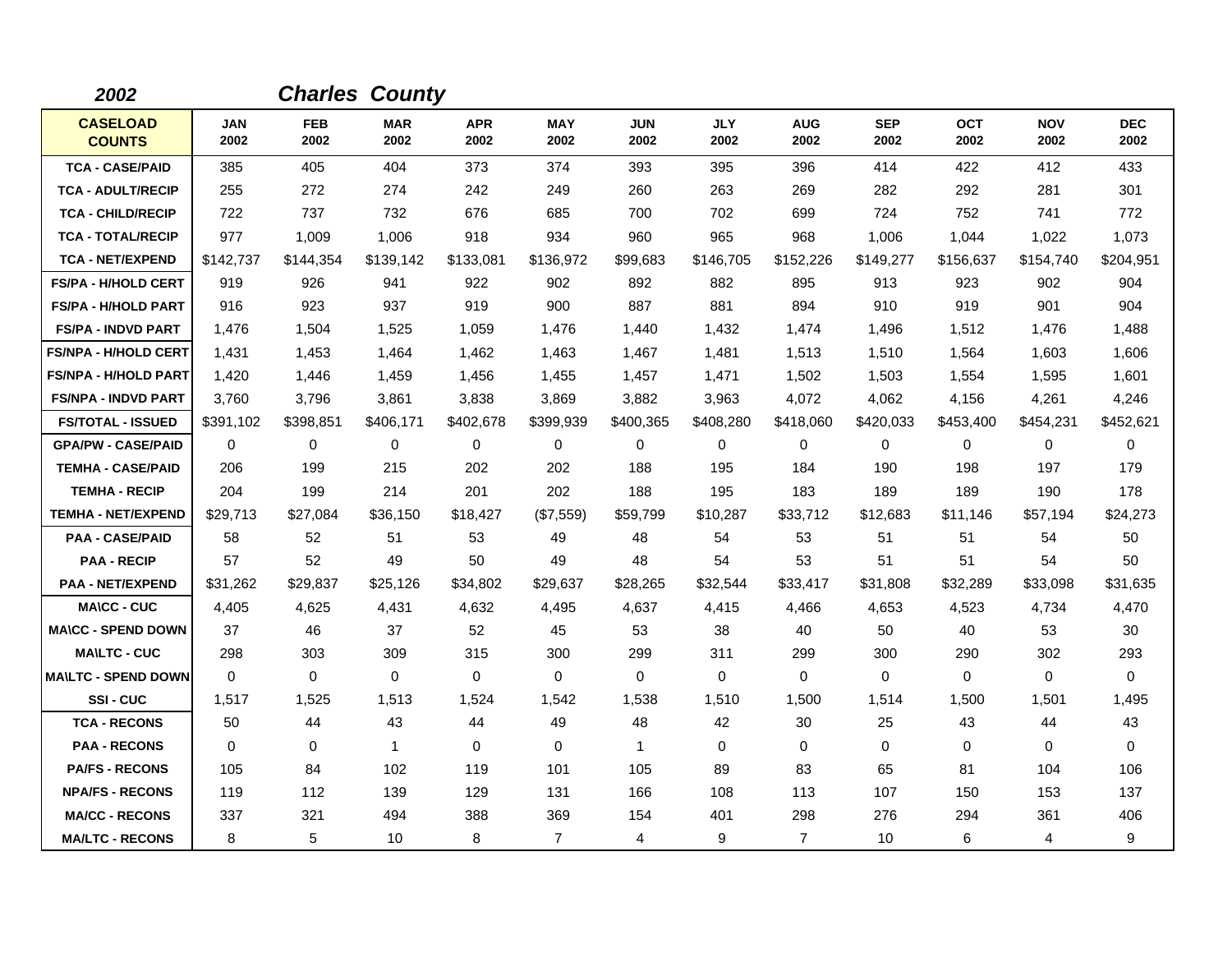*2002* *Charles County*

| CASELOAD COUNTS | JAN 2002 | FEB 2002 | MAR 2002 | APR 2002 | MAY 2002 | JUN 2002 | JLY 2002 | AUG 2002 | SEP 2002 | OCT 2002 | NOV 2002 | DEC 2002 |
|---|---|---|---|---|---|---|---|---|---|---|---|---|
| TCA - CASE/PAID | 385 | 405 | 404 | 373 | 374 | 393 | 395 | 396 | 414 | 422 | 412 | 433 |
| TCA - ADULT/RECIP | 255 | 272 | 274 | 242 | 249 | 260 | 263 | 269 | 282 | 292 | 281 | 301 |
| TCA - CHILD/RECIP | 722 | 737 | 732 | 676 | 685 | 700 | 702 | 699 | 724 | 752 | 741 | 772 |
| TCA - TOTAL/RECIP | 977 | 1,009 | 1,006 | 918 | 934 | 960 | 965 | 968 | 1,006 | 1,044 | 1,022 | 1,073 |
| TCA - NET/EXPEND | $142,737 | $144,354 | $139,142 | $133,081 | $136,972 | $99,683 | $146,705 | $152,226 | $149,277 | $156,637 | $154,740 | $204,951 |
| FS/PA - H/HOLD CERT | 919 | 926 | 941 | 922 | 902 | 892 | 882 | 895 | 913 | 923 | 902 | 904 |
| FS/PA - H/HOLD PART | 916 | 923 | 937 | 919 | 900 | 887 | 881 | 894 | 910 | 919 | 901 | 904 |
| FS/PA - INDVD PART | 1,476 | 1,504 | 1,525 | 1,059 | 1,476 | 1,440 | 1,432 | 1,474 | 1,496 | 1,512 | 1,476 | 1,488 |
| FS/NPA - H/HOLD CERT | 1,431 | 1,453 | 1,464 | 1,462 | 1,463 | 1,467 | 1,481 | 1,513 | 1,510 | 1,564 | 1,603 | 1,606 |
| FS/NPA - H/HOLD PART | 1,420 | 1,446 | 1,459 | 1,456 | 1,455 | 1,457 | 1,471 | 1,502 | 1,503 | 1,554 | 1,595 | 1,601 |
| FS/NPA - INDVD PART | 3,760 | 3,796 | 3,861 | 3,838 | 3,869 | 3,882 | 3,963 | 4,072 | 4,062 | 4,156 | 4,261 | 4,246 |
| FS/TOTAL - ISSUED | $391,102 | $398,851 | $406,171 | $402,678 | $399,939 | $400,365 | $408,280 | $418,060 | $420,033 | $453,400 | $454,231 | $452,621 |
| GPA/PW - CASE/PAID | 0 | 0 | 0 | 0 | 0 | 0 | 0 | 0 | 0 | 0 | 0 | 0 |
| TEMHA - CASE/PAID | 206 | 199 | 215 | 202 | 202 | 188 | 195 | 184 | 190 | 198 | 197 | 179 |
| TEMHA - RECIP | 204 | 199 | 214 | 201 | 202 | 188 | 195 | 183 | 189 | 189 | 190 | 178 |
| TEMHA - NET/EXPEND | $29,713 | $27,084 | $36,150 | $18,427 | ($7,559) | $59,799 | $10,287 | $33,712 | $12,683 | $11,146 | $57,194 | $24,273 |
| PAA - CASE/PAID | 58 | 52 | 51 | 53 | 49 | 48 | 54 | 53 | 51 | 51 | 54 | 50 |
| PAA - RECIP | 57 | 52 | 49 | 50 | 49 | 48 | 54 | 53 | 51 | 51 | 54 | 50 |
| PAA - NET/EXPEND | $31,262 | $29,837 | $25,126 | $34,802 | $29,637 | $28,265 | $32,544 | $33,417 | $31,808 | $32,289 | $33,098 | $31,635 |
| MA\CC - CUC | 4,405 | 4,625 | 4,431 | 4,632 | 4,495 | 4,637 | 4,415 | 4,466 | 4,653 | 4,523 | 4,734 | 4,470 |
| MA\CC - SPEND DOWN | 37 | 46 | 37 | 52 | 45 | 53 | 38 | 40 | 50 | 40 | 53 | 30 |
| MA\LTC - CUC | 298 | 303 | 309 | 315 | 300 | 299 | 311 | 299 | 300 | 290 | 302 | 293 |
| MA\LTC - SPEND DOWN | 0 | 0 | 0 | 0 | 0 | 0 | 0 | 0 | 0 | 0 | 0 | 0 |
| SSI - CUC | 1,517 | 1,525 | 1,513 | 1,524 | 1,542 | 1,538 | 1,510 | 1,500 | 1,514 | 1,500 | 1,501 | 1,495 |
| TCA - RECONS | 50 | 44 | 43 | 44 | 49 | 48 | 42 | 30 | 25 | 43 | 44 | 43 |
| PAA - RECONS | 0 | 0 | 1 | 0 | 0 | 1 | 0 | 0 | 0 | 0 | 0 | 0 |
| PA/FS - RECONS | 105 | 84 | 102 | 119 | 101 | 105 | 89 | 83 | 65 | 81 | 104 | 106 |
| NPA/FS - RECONS | 119 | 112 | 139 | 129 | 131 | 166 | 108 | 113 | 107 | 150 | 153 | 137 |
| MA/CC - RECONS | 337 | 321 | 494 | 388 | 369 | 154 | 401 | 298 | 276 | 294 | 361 | 406 |
| MA/LTC - RECONS | 8 | 5 | 10 | 8 | 7 | 4 | 9 | 7 | 10 | 6 | 4 | 9 |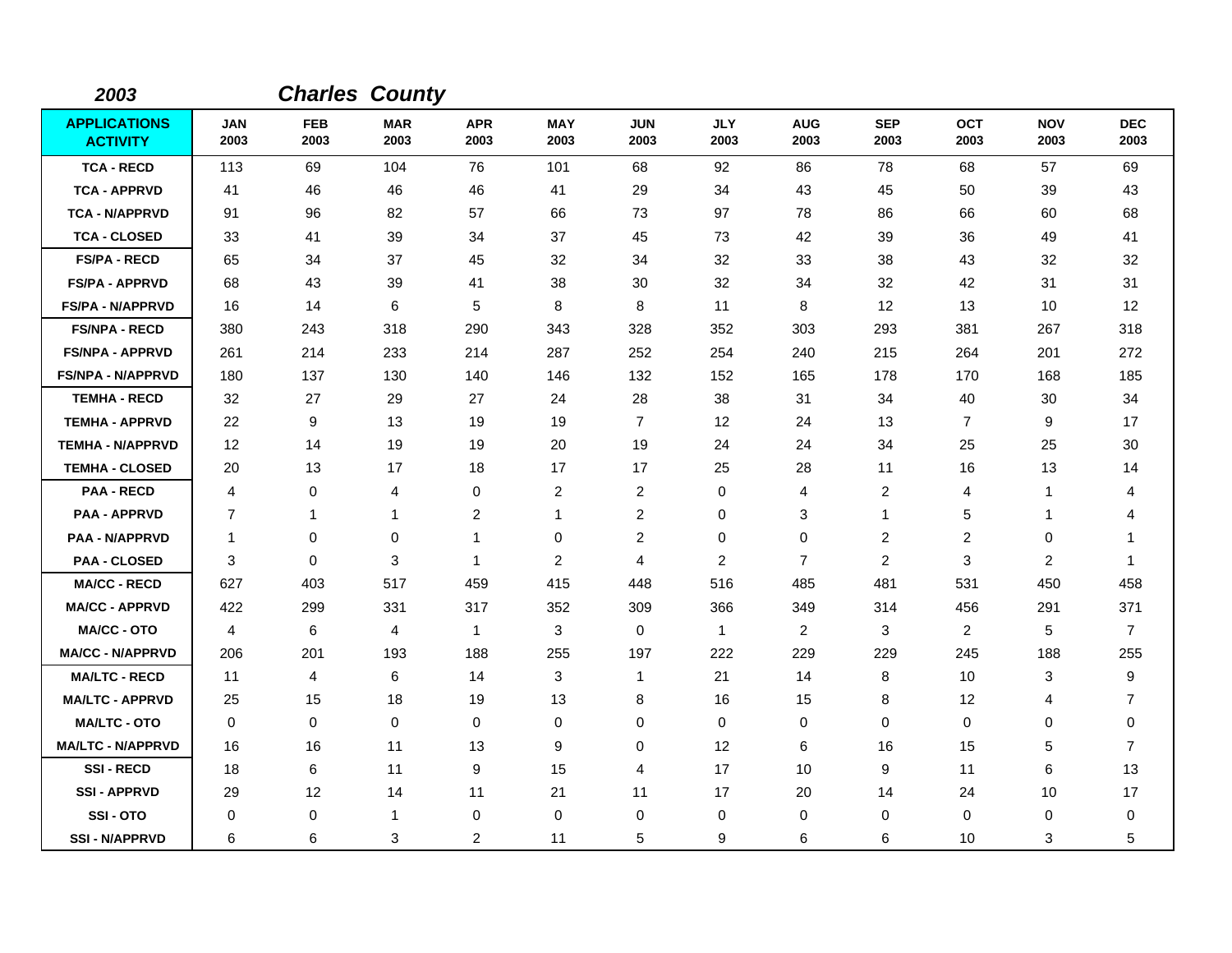**2003** **Charles County**

| APPLICATIONS ACTIVITY | JAN 2003 | FEB 2003 | MAR 2003 | APR 2003 | MAY 2003 | JUN 2003 | JLY 2003 | AUG 2003 | SEP 2003 | OCT 2003 | NOV 2003 | DEC 2003 |
|---|---|---|---|---|---|---|---|---|---|---|---|---|
| TCA - RECD | 113 | 69 | 104 | 76 | 101 | 68 | 92 | 86 | 78 | 68 | 57 | 69 |
| TCA - APPRVD | 41 | 46 | 46 | 46 | 41 | 29 | 34 | 43 | 45 | 50 | 39 | 43 |
| TCA - N/APPRVD | 91 | 96 | 82 | 57 | 66 | 73 | 97 | 78 | 86 | 66 | 60 | 68 |
| TCA - CLOSED | 33 | 41 | 39 | 34 | 37 | 45 | 73 | 42 | 39 | 36 | 49 | 41 |
| FS/PA - RECD | 65 | 34 | 37 | 45 | 32 | 34 | 32 | 33 | 38 | 43 | 32 | 32 |
| FS/PA - APPRVD | 68 | 43 | 39 | 41 | 38 | 30 | 32 | 34 | 32 | 42 | 31 | 31 |
| FS/PA - N/APPRVD | 16 | 14 | 6 | 5 | 8 | 8 | 11 | 8 | 12 | 13 | 10 | 12 |
| FS/NPA - RECD | 380 | 243 | 318 | 290 | 343 | 328 | 352 | 303 | 293 | 381 | 267 | 318 |
| FS/NPA - APPRVD | 261 | 214 | 233 | 214 | 287 | 252 | 254 | 240 | 215 | 264 | 201 | 272 |
| FS/NPA - N/APPRVD | 180 | 137 | 130 | 140 | 146 | 132 | 152 | 165 | 178 | 170 | 168 | 185 |
| TEMHA - RECD | 32 | 27 | 29 | 27 | 24 | 28 | 38 | 31 | 34 | 40 | 30 | 34 |
| TEMHA - APPRVD | 22 | 9 | 13 | 19 | 19 | 7 | 12 | 24 | 13 | 7 | 9 | 17 |
| TEMHA - N/APPRVD | 12 | 14 | 19 | 19 | 20 | 19 | 24 | 24 | 34 | 25 | 25 | 30 |
| TEMHA - CLOSED | 20 | 13 | 17 | 18 | 17 | 17 | 25 | 28 | 11 | 16 | 13 | 14 |
| PAA - RECD | 4 | 0 | 4 | 0 | 2 | 2 | 0 | 4 | 2 | 4 | 1 | 4 |
| PAA - APPRVD | 7 | 1 | 1 | 2 | 1 | 2 | 0 | 3 | 1 | 5 | 1 | 4 |
| PAA - N/APPRVD | 1 | 0 | 0 | 1 | 0 | 2 | 0 | 0 | 2 | 2 | 0 | 1 |
| PAA - CLOSED | 3 | 0 | 3 | 1 | 2 | 4 | 2 | 7 | 2 | 3 | 2 | 1 |
| MA/CC - RECD | 627 | 403 | 517 | 459 | 415 | 448 | 516 | 485 | 481 | 531 | 450 | 458 |
| MA/CC - APPRVD | 422 | 299 | 331 | 317 | 352 | 309 | 366 | 349 | 314 | 456 | 291 | 371 |
| MA/CC - OTO | 4 | 6 | 4 | 1 | 3 | 0 | 1 | 2 | 3 | 2 | 5 | 7 |
| MA/CC - N/APPRVD | 206 | 201 | 193 | 188 | 255 | 197 | 222 | 229 | 229 | 245 | 188 | 255 |
| MA/LTC - RECD | 11 | 4 | 6 | 14 | 3 | 1 | 21 | 14 | 8 | 10 | 3 | 9 |
| MA/LTC - APPRVD | 25 | 15 | 18 | 19 | 13 | 8 | 16 | 15 | 8 | 12 | 4 | 7 |
| MA/LTC - OTO | 0 | 0 | 0 | 0 | 0 | 0 | 0 | 0 | 0 | 0 | 0 | 0 |
| MA/LTC - N/APPRVD | 16 | 16 | 11 | 13 | 9 | 0 | 12 | 6 | 16 | 15 | 5 | 7 |
| SSI - RECD | 18 | 6 | 11 | 9 | 15 | 4 | 17 | 10 | 9 | 11 | 6 | 13 |
| SSI - APPRVD | 29 | 12 | 14 | 11 | 21 | 11 | 17 | 20 | 14 | 24 | 10 | 17 |
| SSI - OTO | 0 | 0 | 1 | 0 | 0 | 0 | 0 | 0 | 0 | 0 | 0 | 0 |
| SSI - N/APPRVD | 6 | 6 | 3 | 2 | 11 | 5 | 9 | 6 | 6 | 10 | 3 | 5 |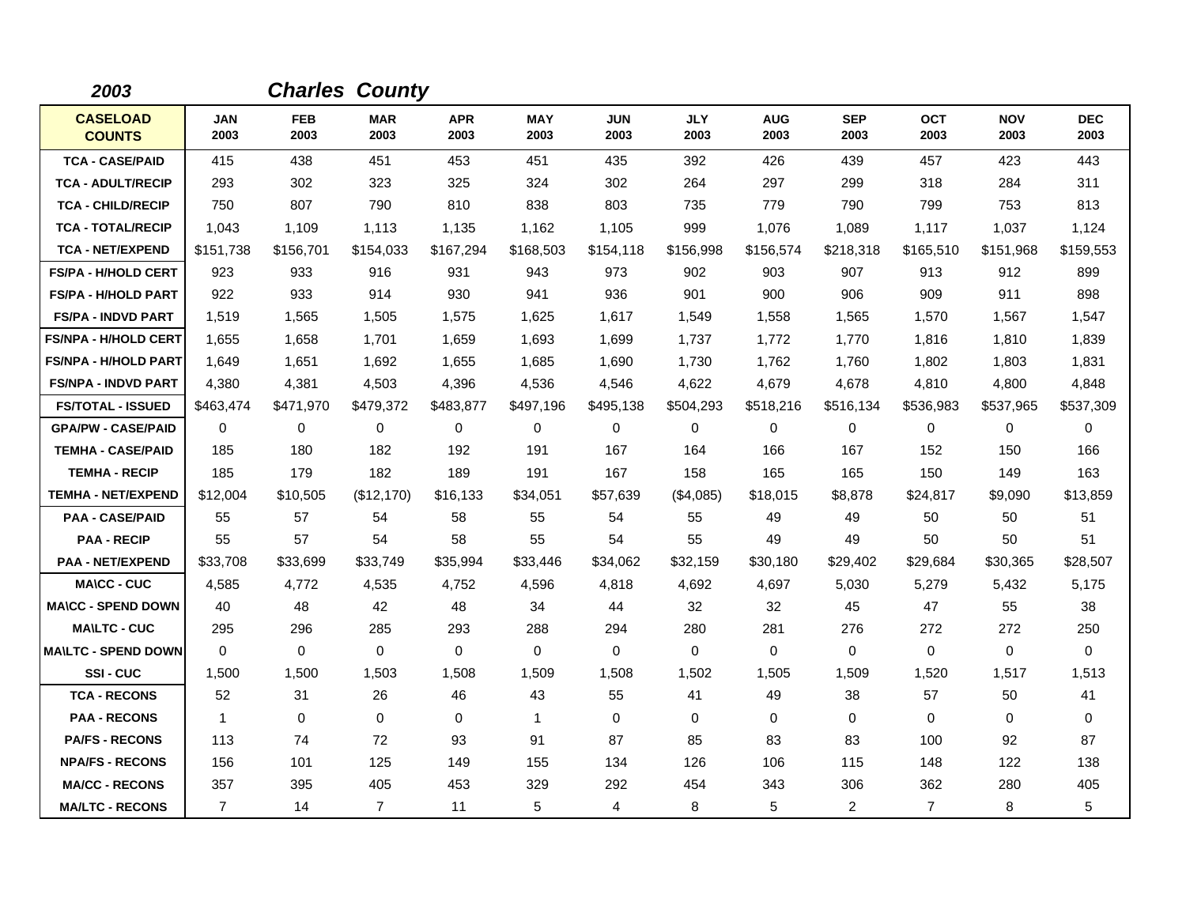## 2003 *Charles County*

| CASELOAD COUNTS | JAN 2003 | FEB 2003 | MAR 2003 | APR 2003 | MAY 2003 | JUN 2003 | JLY 2003 | AUG 2003 | SEP 2003 | OCT 2003 | NOV 2003 | DEC 2003 |
|---|---|---|---|---|---|---|---|---|---|---|---|---|
| TCA - CASE/PAID | 415 | 438 | 451 | 453 | 451 | 435 | 392 | 426 | 439 | 457 | 423 | 443 |
| TCA - ADULT/RECIP | 293 | 302 | 323 | 325 | 324 | 302 | 264 | 297 | 299 | 318 | 284 | 311 |
| TCA - CHILD/RECIP | 750 | 807 | 790 | 810 | 838 | 803 | 735 | 779 | 790 | 799 | 753 | 813 |
| TCA - TOTAL/RECIP | 1,043 | 1,109 | 1,113 | 1,135 | 1,162 | 1,105 | 999 | 1,076 | 1,089 | 1,117 | 1,037 | 1,124 |
| TCA - NET/EXPEND | $151,738 | $156,701 | $154,033 | $167,294 | $168,503 | $154,118 | $156,998 | $156,574 | $218,318 | $165,510 | $151,968 | $159,553 |
| FS/PA - H/HOLD CERT | 923 | 933 | 916 | 931 | 943 | 973 | 902 | 903 | 907 | 913 | 912 | 899 |
| FS/PA - H/HOLD PART | 922 | 933 | 914 | 930 | 941 | 936 | 901 | 900 | 906 | 909 | 911 | 898 |
| FS/PA - INDVD PART | 1,519 | 1,565 | 1,505 | 1,575 | 1,625 | 1,617 | 1,549 | 1,558 | 1,565 | 1,570 | 1,567 | 1,547 |
| FS/NPA - H/HOLD CERT | 1,655 | 1,658 | 1,701 | 1,659 | 1,693 | 1,699 | 1,737 | 1,772 | 1,770 | 1,816 | 1,810 | 1,839 |
| FS/NPA - H/HOLD PART | 1,649 | 1,651 | 1,692 | 1,655 | 1,685 | 1,690 | 1,730 | 1,762 | 1,760 | 1,802 | 1,803 | 1,831 |
| FS/NPA - INDVD PART | 4,380 | 4,381 | 4,503 | 4,396 | 4,536 | 4,546 | 4,622 | 4,679 | 4,678 | 4,810 | 4,800 | 4,848 |
| FS/TOTAL - ISSUED | $463,474 | $471,970 | $479,372 | $483,877 | $497,196 | $495,138 | $504,293 | $518,216 | $516,134 | $536,983 | $537,965 | $537,309 |
| GPA/PW - CASE/PAID | 0 | 0 | 0 | 0 | 0 | 0 | 0 | 0 | 0 | 0 | 0 | 0 |
| TEMHA - CASE/PAID | 185 | 180 | 182 | 192 | 191 | 167 | 164 | 166 | 167 | 152 | 150 | 166 |
| TEMHA - RECIP | 185 | 179 | 182 | 189 | 191 | 167 | 158 | 165 | 165 | 150 | 149 | 163 |
| TEMHA - NET/EXPEND | $12,004 | $10,505 | ($12,170) | $16,133 | $34,051 | $57,639 | ($4,085) | $18,015 | $8,878 | $24,817 | $9,090 | $13,859 |
| PAA - CASE/PAID | 55 | 57 | 54 | 58 | 55 | 54 | 55 | 49 | 49 | 50 | 50 | 51 |
| PAA - RECIP | 55 | 57 | 54 | 58 | 55 | 54 | 55 | 49 | 49 | 50 | 50 | 51 |
| PAA - NET/EXPEND | $33,708 | $33,699 | $33,749 | $35,994 | $33,446 | $34,062 | $32,159 | $30,180 | $29,402 | $29,684 | $30,365 | $28,507 |
| MA\CC - CUC | 4,585 | 4,772 | 4,535 | 4,752 | 4,596 | 4,818 | 4,692 | 4,697 | 5,030 | 5,279 | 5,432 | 5,175 |
| MA\CC - SPEND DOWN | 40 | 48 | 42 | 48 | 34 | 44 | 32 | 32 | 45 | 47 | 55 | 38 |
| MA\LTC - CUC | 295 | 296 | 285 | 293 | 288 | 294 | 280 | 281 | 276 | 272 | 272 | 250 |
| MA\LTC - SPEND DOWN | 0 | 0 | 0 | 0 | 0 | 0 | 0 | 0 | 0 | 0 | 0 | 0 |
| SSI - CUC | 1,500 | 1,500 | 1,503 | 1,508 | 1,509 | 1,508 | 1,502 | 1,505 | 1,509 | 1,520 | 1,517 | 1,513 |
| TCA - RECONS | 52 | 31 | 26 | 46 | 43 | 55 | 41 | 49 | 38 | 57 | 50 | 41 |
| PAA - RECONS | 1 | 0 | 0 | 0 | 1 | 0 | 0 | 0 | 0 | 0 | 0 | 0 |
| PA/FS - RECONS | 113 | 74 | 72 | 93 | 91 | 87 | 85 | 83 | 83 | 100 | 92 | 87 |
| NPA/FS - RECONS | 156 | 101 | 125 | 149 | 155 | 134 | 126 | 106 | 115 | 148 | 122 | 138 |
| MA/CC - RECONS | 357 | 395 | 405 | 453 | 329 | 292 | 454 | 343 | 306 | 362 | 280 | 405 |
| MA/LTC - RECONS | 7 | 14 | 7 | 11 | 5 | 4 | 8 | 5 | 2 | 7 | 8 | 5 |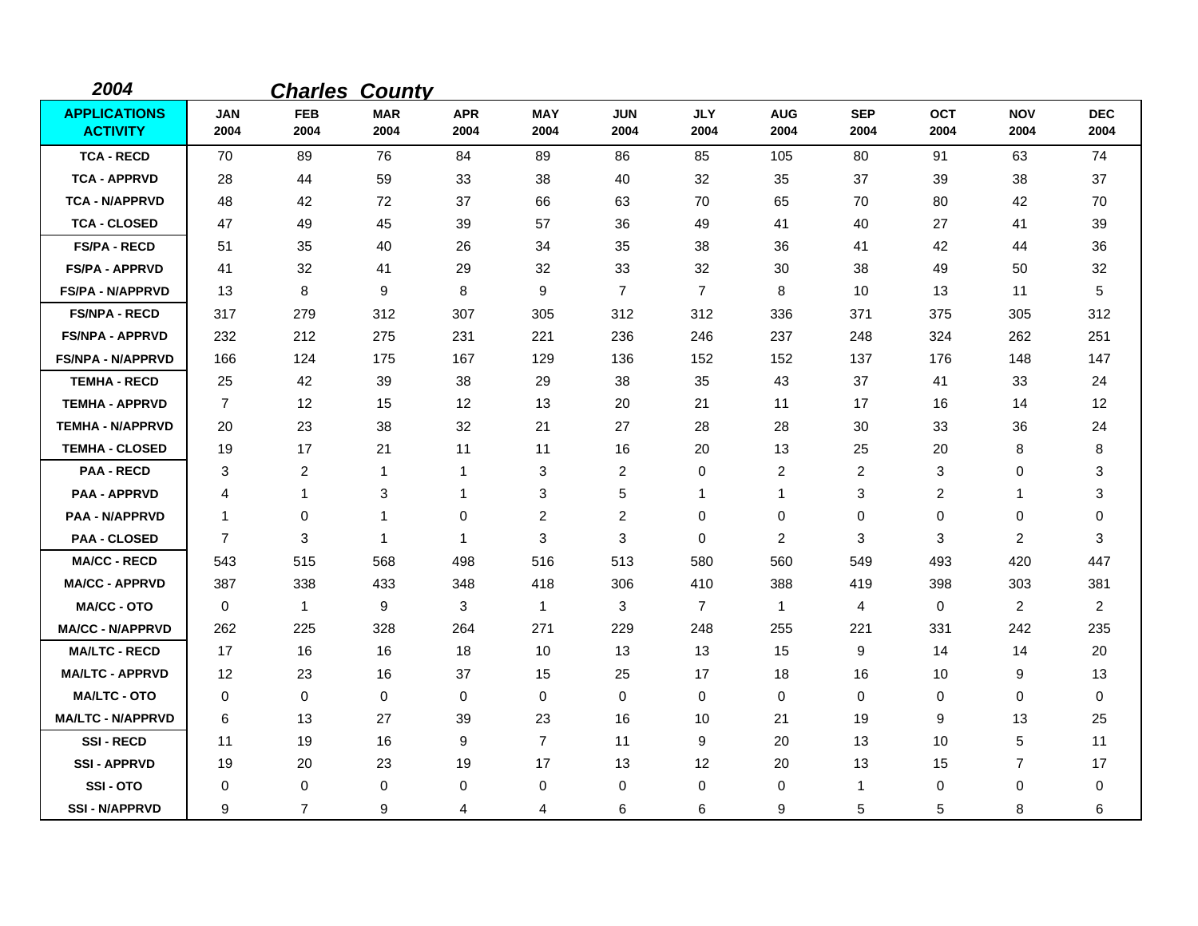***2004*** ***Charles County***

| **APPLICATIONS ACTIVITY** | **JAN 2004** | **FEB 2004** | **MAR 2004** | **APR 2004** | **MAY 2004** | **JUN 2004** | **JLY 2004** | **AUG 2004** | **SEP 2004** | **OCT 2004** | **NOV 2004** | **DEC 2004** |
|---|---|---|---|---|---|---|---|---|---|---|---|---|
| **TCA - RECD** | 70 | 89 | 76 | 84 | 89 | 86 | 85 | 105 | 80 | 91 | 63 | 74 |
| **TCA - APPRVD** | 28 | 44 | 59 | 33 | 38 | 40 | 32 | 35 | 37 | 39 | 38 | 37 |
| **TCA - N/APPRVD** | 48 | 42 | 72 | 37 | 66 | 63 | 70 | 65 | 70 | 80 | 42 | 70 |
| **TCA - CLOSED** | 47 | 49 | 45 | 39 | 57 | 36 | 49 | 41 | 40 | 27 | 41 | 39 |
| **FS/PA - RECD** | 51 | 35 | 40 | 26 | 34 | 35 | 38 | 36 | 41 | 42 | 44 | 36 |
| **FS/PA - APPRVD** | 41 | 32 | 41 | 29 | 32 | 33 | 32 | 30 | 38 | 49 | 50 | 32 |
| **FS/PA - N/APPRVD** | 13 | 8 | 9 | 8 | 9 | 7 | 7 | 8 | 10 | 13 | 11 | 5 |
| **FS/NPA - RECD** | 317 | 279 | 312 | 307 | 305 | 312 | 312 | 336 | 371 | 375 | 305 | 312 |
| **FS/NPA - APPRVD** | 232 | 212 | 275 | 231 | 221 | 236 | 246 | 237 | 248 | 324 | 262 | 251 |
| **FS/NPA - N/APPRVD** | 166 | 124 | 175 | 167 | 129 | 136 | 152 | 152 | 137 | 176 | 148 | 147 |
| **TEMHA - RECD** | 25 | 42 | 39 | 38 | 29 | 38 | 35 | 43 | 37 | 41 | 33 | 24 |
| **TEMHA - APPRVD** | 7 | 12 | 15 | 12 | 13 | 20 | 21 | 11 | 17 | 16 | 14 | 12 |
| **TEMHA - N/APPRVD** | 20 | 23 | 38 | 32 | 21 | 27 | 28 | 28 | 30 | 33 | 36 | 24 |
| **TEMHA - CLOSED** | 19 | 17 | 21 | 11 | 11 | 16 | 20 | 13 | 25 | 20 | 8 | 8 |
| **PAA - RECD** | 3 | 2 | 1 | 1 | 3 | 2 | 0 | 2 | 2 | 3 | 0 | 3 |
| **PAA - APPRVD** | 4 | 1 | 3 | 1 | 3 | 5 | 1 | 1 | 3 | 2 | 1 | 3 |
| **PAA - N/APPRVD** | 1 | 0 | 1 | 0 | 2 | 2 | 0 | 0 | 0 | 0 | 0 | 0 |
| **PAA - CLOSED** | 7 | 3 | 1 | 1 | 3 | 3 | 0 | 2 | 3 | 3 | 2 | 3 |
| **MA/CC - RECD** | 543 | 515 | 568 | 498 | 516 | 513 | 580 | 560 | 549 | 493 | 420 | 447 |
| **MA/CC - APPRVD** | 387 | 338 | 433 | 348 | 418 | 306 | 410 | 388 | 419 | 398 | 303 | 381 |
| **MA/CC - OTO** | 0 | 1 | 9 | 3 | 1 | 3 | 7 | 1 | 4 | 0 | 2 | 2 |
| **MA/CC - N/APPRVD** | 262 | 225 | 328 | 264 | 271 | 229 | 248 | 255 | 221 | 331 | 242 | 235 |
| **MA/LTC - RECD** | 17 | 16 | 16 | 18 | 10 | 13 | 13 | 15 | 9 | 14 | 14 | 20 |
| **MA/LTC - APPRVD** | 12 | 23 | 16 | 37 | 15 | 25 | 17 | 18 | 16 | 10 | 9 | 13 |
| **MA/LTC - OTO** | 0 | 0 | 0 | 0 | 0 | 0 | 0 | 0 | 0 | 0 | 0 | 0 |
| **MA/LTC - N/APPRVD** | 6 | 13 | 27 | 39 | 23 | 16 | 10 | 21 | 19 | 9 | 13 | 25 |
| **SSI - RECD** | 11 | 19 | 16 | 9 | 7 | 11 | 9 | 20 | 13 | 10 | 5 | 11 |
| **SSI - APPRVD** | 19 | 20 | 23 | 19 | 17 | 13 | 12 | 20 | 13 | 15 | 7 | 17 |
| **SSI - OTO** | 0 | 0 | 0 | 0 | 0 | 0 | 0 | 0 | 1 | 0 | 0 | 0 |
| **SSI - N/APPRVD** | 9 | 7 | 9 | 4 | 4 | 6 | 6 | 9 | 5 | 5 | 8 | 6 |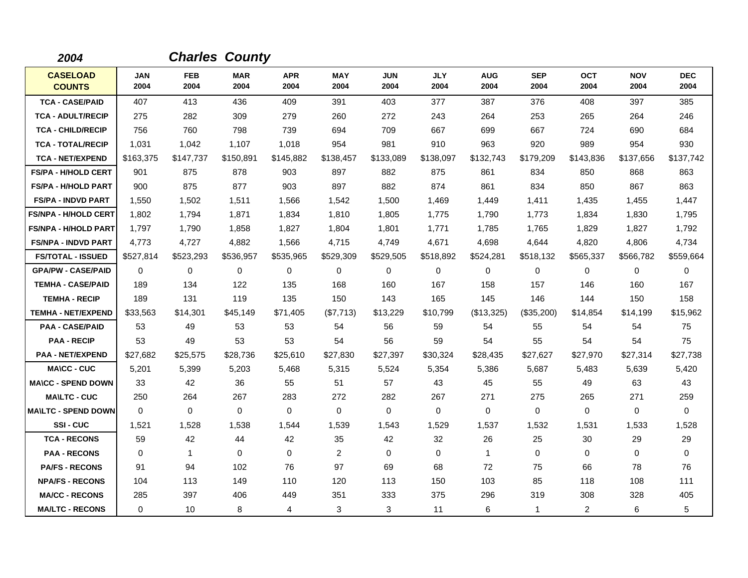*2004* *Charles County*

| CASELOAD COUNTS | JAN 2004 | FEB 2004 | MAR 2004 | APR 2004 | MAY 2004 | JUN 2004 | JLY 2004 | AUG 2004 | SEP 2004 | OCT 2004 | NOV 2004 | DEC 2004 |
|---|---|---|---|---|---|---|---|---|---|---|---|---|
| TCA - CASE/PAID | 407 | 413 | 436 | 409 | 391 | 403 | 377 | 387 | 376 | 408 | 397 | 385 |
| TCA - ADULT/RECIP | 275 | 282 | 309 | 279 | 260 | 272 | 243 | 264 | 253 | 265 | 264 | 246 |
| TCA - CHILD/RECIP | 756 | 760 | 798 | 739 | 694 | 709 | 667 | 699 | 667 | 724 | 690 | 684 |
| TCA - TOTAL/RECIP | 1,031 | 1,042 | 1,107 | 1,018 | 954 | 981 | 910 | 963 | 920 | 989 | 954 | 930 |
| TCA - NET/EXPEND | $163,375 | $147,737 | $150,891 | $145,882 | $138,457 | $133,089 | $138,097 | $132,743 | $179,209 | $143,836 | $137,656 | $137,742 |
| FS/PA - H/HOLD CERT | 901 | 875 | 878 | 903 | 897 | 882 | 875 | 861 | 834 | 850 | 868 | 863 |
| FS/PA - H/HOLD PART | 900 | 875 | 877 | 903 | 897 | 882 | 874 | 861 | 834 | 850 | 867 | 863 |
| FS/PA - INDVD PART | 1,550 | 1,502 | 1,511 | 1,566 | 1,542 | 1,500 | 1,469 | 1,449 | 1,411 | 1,435 | 1,455 | 1,447 |
| FS/NPA - H/HOLD CERT | 1,802 | 1,794 | 1,871 | 1,834 | 1,810 | 1,805 | 1,775 | 1,790 | 1,773 | 1,834 | 1,830 | 1,795 |
| FS/NPA - H/HOLD PART | 1,797 | 1,790 | 1,858 | 1,827 | 1,804 | 1,801 | 1,771 | 1,785 | 1,765 | 1,829 | 1,827 | 1,792 |
| FS/NPA - INDVD PART | 4,773 | 4,727 | 4,882 | 1,566 | 4,715 | 4,749 | 4,671 | 4,698 | 4,644 | 4,820 | 4,806 | 4,734 |
| FS/TOTAL - ISSUED | $527,814 | $523,293 | $536,957 | $535,965 | $529,309 | $529,505 | $518,892 | $524,281 | $518,132 | $565,337 | $566,782 | $559,664 |
| GPA/PW - CASE/PAID | 0 | 0 | 0 | 0 | 0 | 0 | 0 | 0 | 0 | 0 | 0 | 0 |
| TEMHA - CASE/PAID | 189 | 134 | 122 | 135 | 168 | 160 | 167 | 158 | 157 | 146 | 160 | 167 |
| TEMHA - RECIP | 189 | 131 | 119 | 135 | 150 | 143 | 165 | 145 | 146 | 144 | 150 | 158 |
| TEMHA - NET/EXPEND | $33,563 | $14,301 | $45,149 | $71,405 | ($7,713) | $13,229 | $10,799 | ($13,325) | ($35,200) | $14,854 | $14,199 | $15,962 |
| PAA - CASE/PAID | 53 | 49 | 53 | 53 | 54 | 56 | 59 | 54 | 55 | 54 | 54 | 75 |
| PAA - RECIP | 53 | 49 | 53 | 53 | 54 | 56 | 59 | 54 | 55 | 54 | 54 | 75 |
| PAA - NET/EXPEND | $27,682 | $25,575 | $28,736 | $25,610 | $27,830 | $27,397 | $30,324 | $28,435 | $27,627 | $27,970 | $27,314 | $27,738 |
| MA\CC - CUC | 5,201 | 5,399 | 5,203 | 5,468 | 5,315 | 5,524 | 5,354 | 5,386 | 5,687 | 5,483 | 5,639 | 5,420 |
| MA\CC - SPEND DOWN | 33 | 42 | 36 | 55 | 51 | 57 | 43 | 45 | 55 | 49 | 63 | 43 |
| MA\LTC - CUC | 250 | 264 | 267 | 283 | 272 | 282 | 267 | 271 | 275 | 265 | 271 | 259 |
| MA\LTC - SPEND DOWN | 0 | 0 | 0 | 0 | 0 | 0 | 0 | 0 | 0 | 0 | 0 | 0 |
| SSI - CUC | 1,521 | 1,528 | 1,538 | 1,544 | 1,539 | 1,543 | 1,529 | 1,537 | 1,532 | 1,531 | 1,533 | 1,528 |
| TCA - RECONS | 59 | 42 | 44 | 42 | 35 | 42 | 32 | 26 | 25 | 30 | 29 | 29 |
| PAA - RECONS | 0 | 1 | 0 | 0 | 2 | 0 | 0 | 1 | 0 | 0 | 0 | 0 |
| PA/FS - RECONS | 91 | 94 | 102 | 76 | 97 | 69 | 68 | 72 | 75 | 66 | 78 | 76 |
| NPA/FS - RECONS | 104 | 113 | 149 | 110 | 120 | 113 | 150 | 103 | 85 | 118 | 108 | 111 |
| MA/CC - RECONS | 285 | 397 | 406 | 449 | 351 | 333 | 375 | 296 | 319 | 308 | 328 | 405 |
| MA/LTC - RECONS | 0 | 10 | 8 | 4 | 3 | 3 | 11 | 6 | 1 | 2 | 6 | 5 |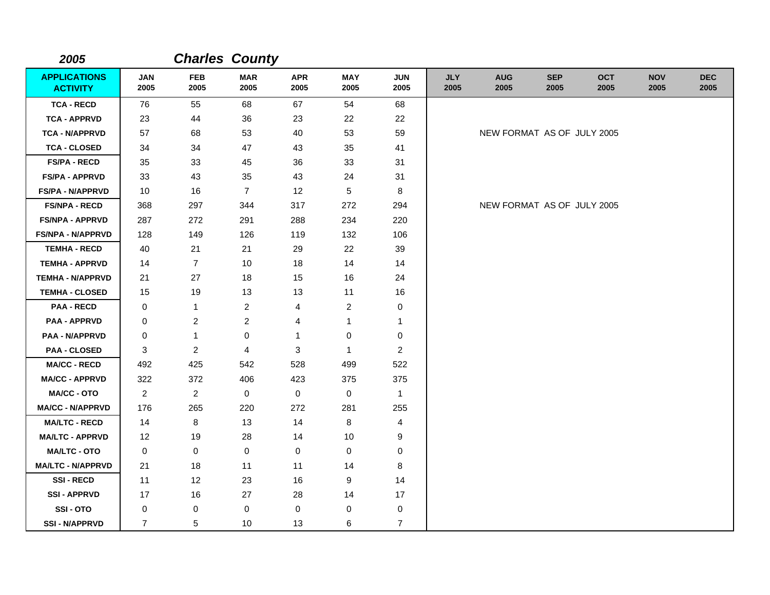**2005** ***Charles County***

| APPLICATIONS ACTIVITY | JAN 2005 | FEB 2005 | MAR 2005 | APR 2005 | MAY 2005 | JUN 2005 | JLY 2005 | AUG 2005 | SEP 2005 | OCT 2005 | NOV 2005 | DEC 2005 |
|---|---|---|---|---|---|---|---|---|---|---|---|---|
| TCA - RECD | 76 | 55 | 68 | 67 | 54 | 68 | | | | | | |
| TCA - APPRVD | 23 | 44 | 36 | 23 | 22 | 22 | | | | | | |
| TCA - N/APPRVD | 57 | 68 | 53 | 40 | 53 | 59 | | NEW FORMAT AS OF JULY 2005 | | | | |
| TCA - CLOSED | 34 | 34 | 47 | 43 | 35 | 41 | | | | | | |
| FS/PA - RECD | 35 | 33 | 45 | 36 | 33 | 31 | | | | | | |
| FS/PA - APPRVD | 33 | 43 | 35 | 43 | 24 | 31 | | | | | | |
| FS/PA - N/APPRVD | 10 | 16 | 7 | 12 | 5 | 8 | | | | | | |
| FS/NPA - RECD | 368 | 297 | 344 | 317 | 272 | 294 | | NEW FORMAT AS OF JULY 2005 | | | | |
| FS/NPA - APPRVD | 287 | 272 | 291 | 288 | 234 | 220 | | | | | | |
| FS/NPA - N/APPRVD | 128 | 149 | 126 | 119 | 132 | 106 | | | | | | |
| TEMHA - RECD | 40 | 21 | 21 | 29 | 22 | 39 | | | | | | |
| TEMHA - APPRVD | 14 | 7 | 10 | 18 | 14 | 14 | | | | | | |
| TEMHA - N/APPRVD | 21 | 27 | 18 | 15 | 16 | 24 | | | | | | |
| TEMHA - CLOSED | 15 | 19 | 13 | 13 | 11 | 16 | | | | | | |
| PAA - RECD | 0 | 1 | 2 | 4 | 2 | 0 | | | | | | |
| PAA - APPRVD | 0 | 2 | 2 | 4 | 1 | 1 | | | | | | |
| PAA - N/APPRVD | 0 | 1 | 0 | 1 | 0 | 0 | | | | | | |
| PAA - CLOSED | 3 | 2 | 4 | 3 | 1 | 2 | | | | | | |
| MA/CC - RECD | 492 | 425 | 542 | 528 | 499 | 522 | | | | | | |
| MA/CC - APPRVD | 322 | 372 | 406 | 423 | 375 | 375 | | | | | | |
| MA/CC - OTO | 2 | 2 | 0 | 0 | 0 | 1 | | | | | | |
| MA/CC - N/APPRVD | 176 | 265 | 220 | 272 | 281 | 255 | | | | | | |
| MA/LTC - RECD | 14 | 8 | 13 | 14 | 8 | 4 | | | | | | |
| MA/LTC - APPRVD | 12 | 19 | 28 | 14 | 10 | 9 | | | | | | |
| MA/LTC - OTO | 0 | 0 | 0 | 0 | 0 | 0 | | | | | | |
| MA/LTC - N/APPRVD | 21 | 18 | 11 | 11 | 14 | 8 | | | | | | |
| SSI - RECD | 11 | 12 | 23 | 16 | 9 | 14 | | | | | | |
| SSI - APPRVD | 17 | 16 | 27 | 28 | 14 | 17 | | | | | | |
| SSI - OTO | 0 | 0 | 0 | 0 | 0 | 0 | | | | | | |
| SSI - N/APPRVD | 7 | 5 | 10 | 13 | 6 | 7 | | | | | | |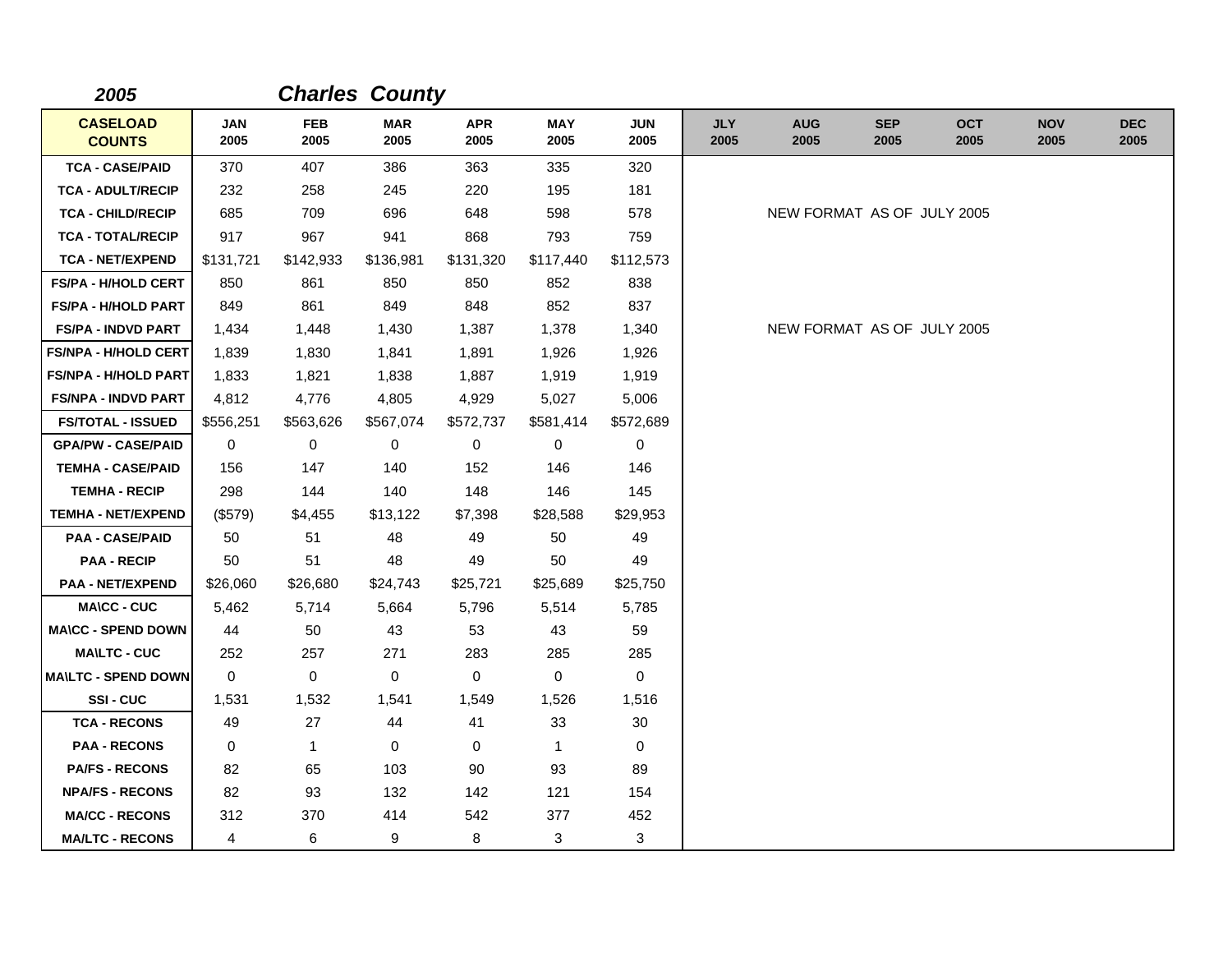***2005*** ***Charles County***

| CASELOAD COUNTS | JAN 2005 | FEB 2005 | MAR 2005 | APR 2005 | MAY 2005 | JUN 2005 | JLY 2005 | AUG 2005 | SEP 2005 | OCT 2005 | NOV 2005 | DEC 2005 |
|---|---|---|---|---|---|---|---|---|---|---|---|---|
| TCA - CASE/PAID | 370 | 407 | 386 | 363 | 335 | 320 | | | | | | |
| TCA - ADULT/RECIP | 232 | 258 | 245 | 220 | 195 | 181 | | | | | | |
| TCA - CHILD/RECIP | 685 | 709 | 696 | 648 | 598 | 578 | | NEW FORMAT AS OF JULY 2005 | | | | |
| TCA - TOTAL/RECIP | 917 | 967 | 941 | 868 | 793 | 759 | | | | | | |
| TCA - NET/EXPEND | $131,721 | $142,933 | $136,981 | $131,320 | $117,440 | $112,573 | | | | | | |
| FS/PA - H/HOLD CERT | 850 | 861 | 850 | 850 | 852 | 838 | | | | | | |
| FS/PA - H/HOLD PART | 849 | 861 | 849 | 848 | 852 | 837 | | | | | | |
| FS/PA - INDVD PART | 1,434 | 1,448 | 1,430 | 1,387 | 1,378 | 1,340 | | NEW FORMAT AS OF JULY 2005 | | | | |
| FS/NPA - H/HOLD CERT | 1,839 | 1,830 | 1,841 | 1,891 | 1,926 | 1,926 | | | | | | |
| FS/NPA - H/HOLD PART | 1,833 | 1,821 | 1,838 | 1,887 | 1,919 | 1,919 | | | | | | |
| FS/NPA - INDVD PART | 4,812 | 4,776 | 4,805 | 4,929 | 5,027 | 5,006 | | | | | | |
| FS/TOTAL - ISSUED | $556,251 | $563,626 | $567,074 | $572,737 | $581,414 | $572,689 | | | | | | |
| GPA/PW - CASE/PAID | 0 | 0 | 0 | 0 | 0 | 0 | | | | | | |
| TEMHA - CASE/PAID | 156 | 147 | 140 | 152 | 146 | 146 | | | | | | |
| TEMHA - RECIP | 298 | 144 | 140 | 148 | 146 | 145 | | | | | | |
| TEMHA - NET/EXPEND | ($579) | $4,455 | $13,122 | $7,398 | $28,588 | $29,953 | | | | | | |
| PAA - CASE/PAID | 50 | 51 | 48 | 49 | 50 | 49 | | | | | | |
| PAA - RECIP | 50 | 51 | 48 | 49 | 50 | 49 | | | | | | |
| PAA - NET/EXPEND | $26,060 | $26,680 | $24,743 | $25,721 | $25,689 | $25,750 | | | | | | |
| MA\CC - CUC | 5,462 | 5,714 | 5,664 | 5,796 | 5,514 | 5,785 | | | | | | |
| MA\CC - SPEND DOWN | 44 | 50 | 43 | 53 | 43 | 59 | | | | | | |
| MA\LTC - CUC | 252 | 257 | 271 | 283 | 285 | 285 | | | | | | |
| MA\LTC - SPEND DOWN | 0 | 0 | 0 | 0 | 0 | 0 | | | | | | |
| SSI - CUC | 1,531 | 1,532 | 1,541 | 1,549 | 1,526 | 1,516 | | | | | | |
| TCA - RECONS | 49 | 27 | 44 | 41 | 33 | 30 | | | | | | |
| PAA - RECONS | 0 | 1 | 0 | 0 | 1 | 0 | | | | | | |
| PA/FS - RECONS | 82 | 65 | 103 | 90 | 93 | 89 | | | | | | |
| NPA/FS - RECONS | 82 | 93 | 132 | 142 | 121 | 154 | | | | | | |
| MA/CC - RECONS | 312 | 370 | 414 | 542 | 377 | 452 | | | | | | |
| MA/LTC - RECONS | 4 | 6 | 9 | 8 | 3 | 3 | | | | | | |